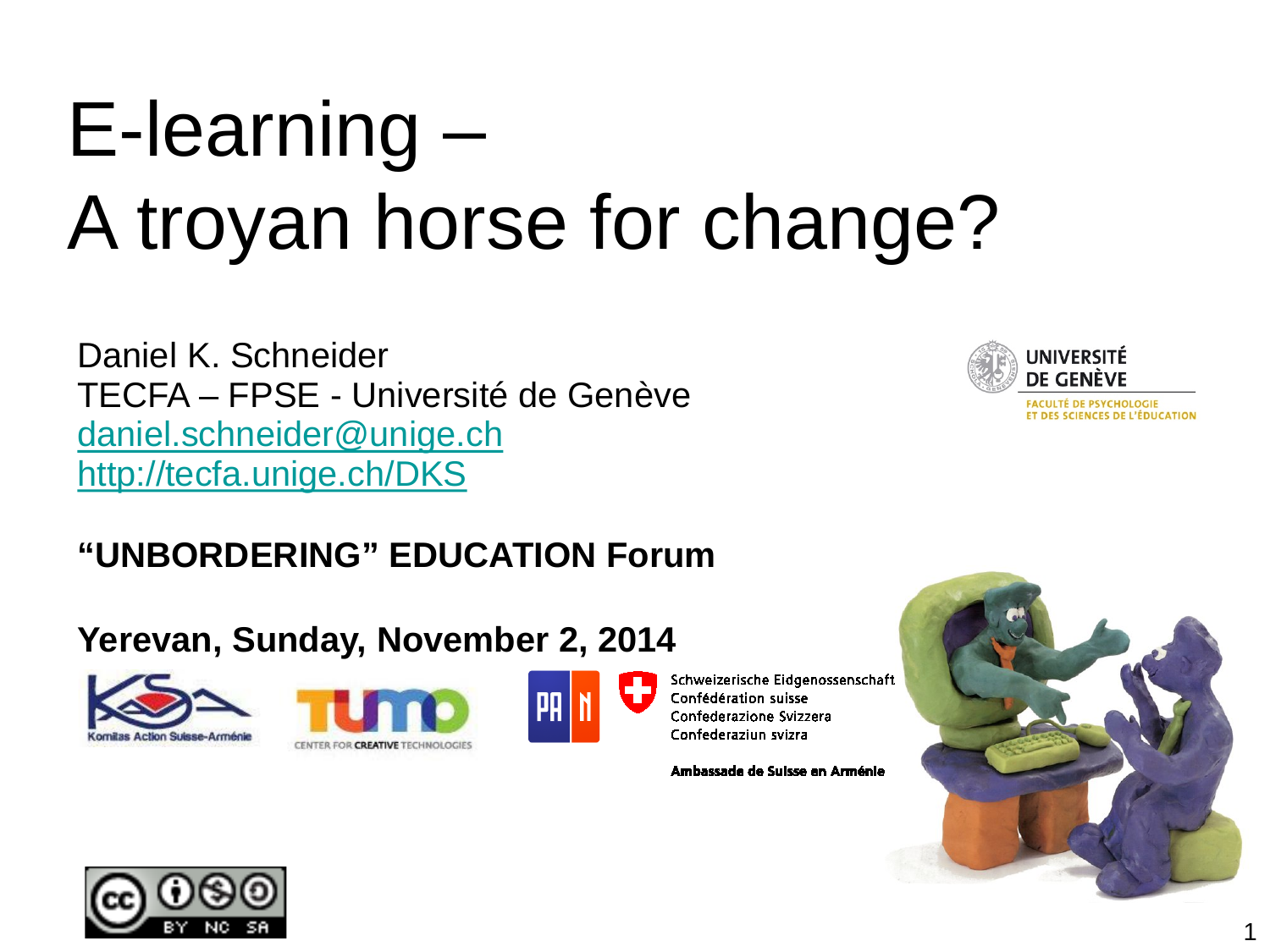# E-learning – A troyan horse for change?

Daniel K. Schneider
TECFA – FPSE - Université de Genève
daniel.schneider@unige.ch
http://tecfa.unige.ch/DKS

UNIVERSITÉ DE GENÈVE
FACULTÉ DE PSYCHOLOGIE ET DES SCIENCES DE L'ÉDUCATION

**"UNBORDERING" EDUCATION Forum**

**Yerevan, Sunday, November 2, 2014**

Komitas Action Suisse-Arménie

TUMO CENTER FOR CREATIVE TECHNOLOGIES

Schweizerische Eidgenossenschaft
Confédération suisse
Confederazione Svizzera
Confederaziun svizra

**Ambassade de Suisse en Arménie**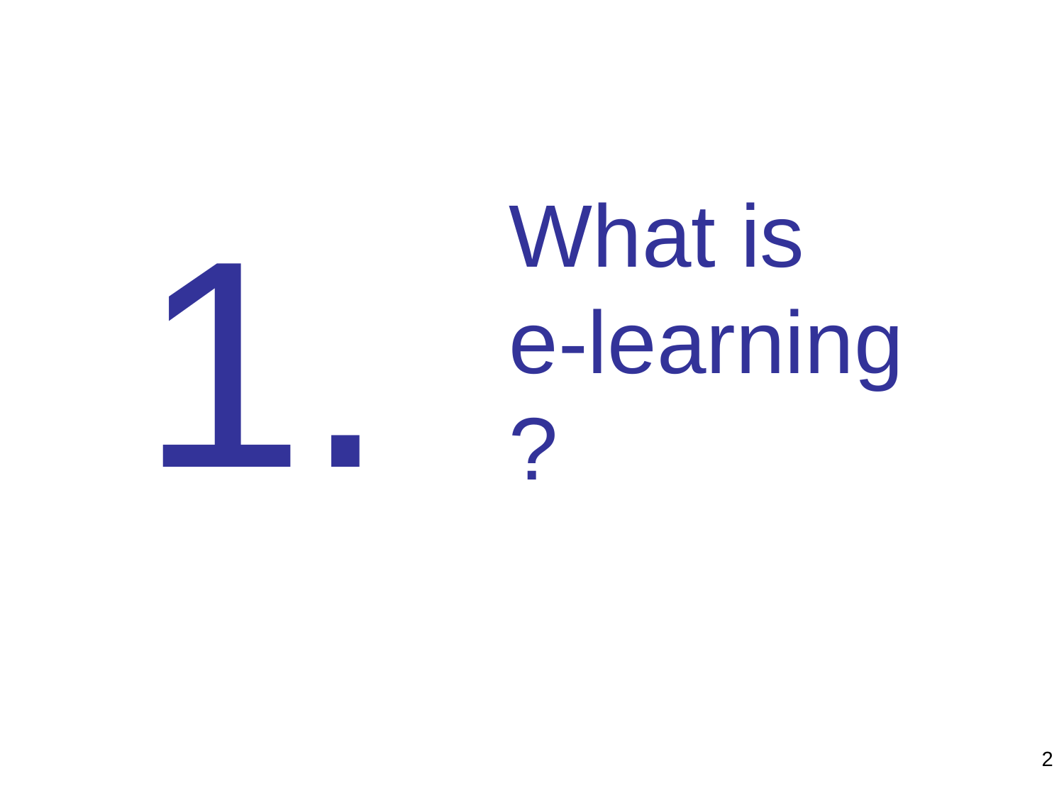# 1. What is e-learning?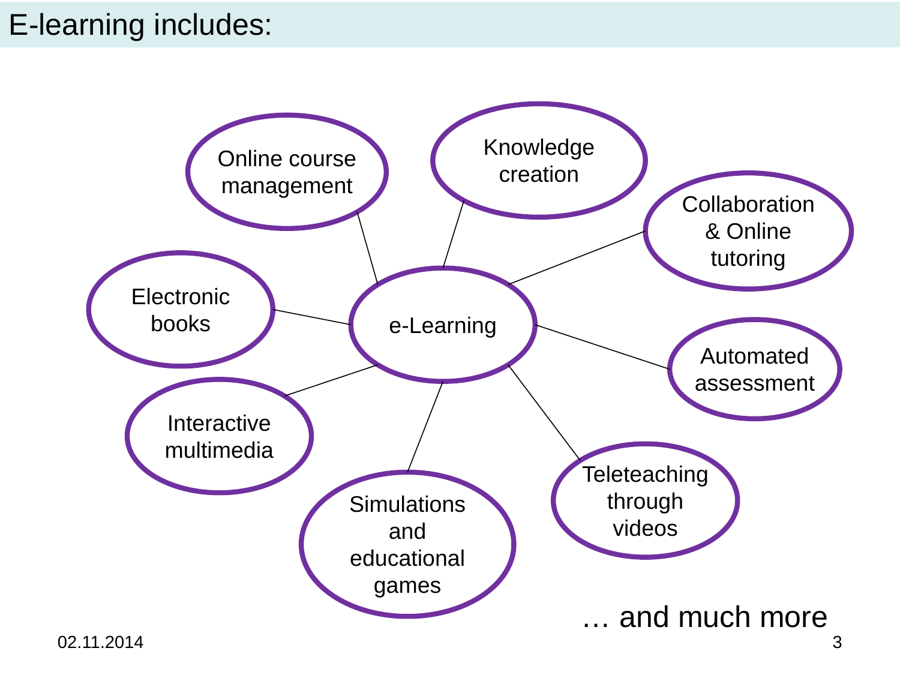# E-learning includes:

- e-Learning
  - Online course management
  - Knowledge creation
  - Collaboration & Online tutoring
  - Automated assessment
  - Teleteaching through videos
  - Simulations and educational games
  - Interactive multimedia
  - Electronic books

… and much more

02.11.2014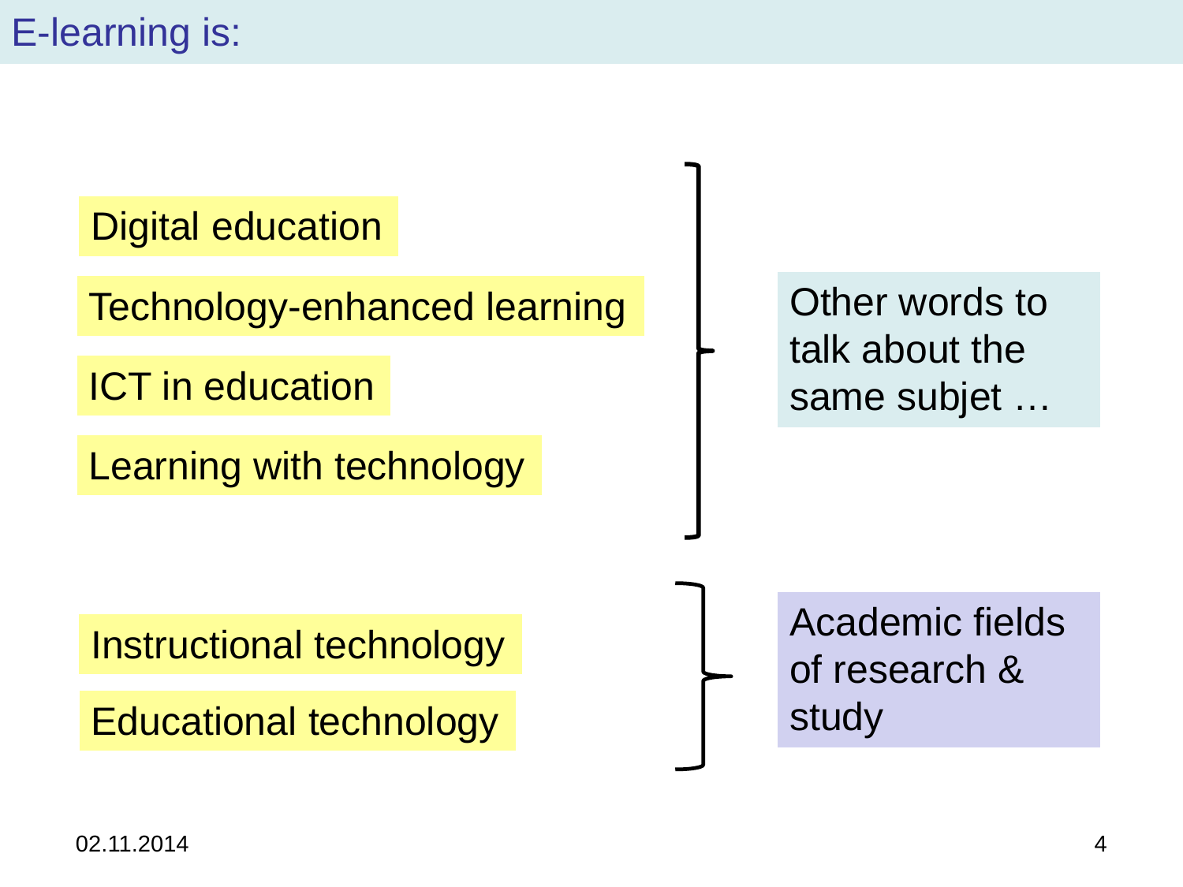# E-learning is:

- Digital education
- Technology-enhanced learning
- ICT in education
- Learning with technology

Other words to talk about the same subjet …

- Instructional technology
- Educational technology

Academic fields of research & study

02.11.2014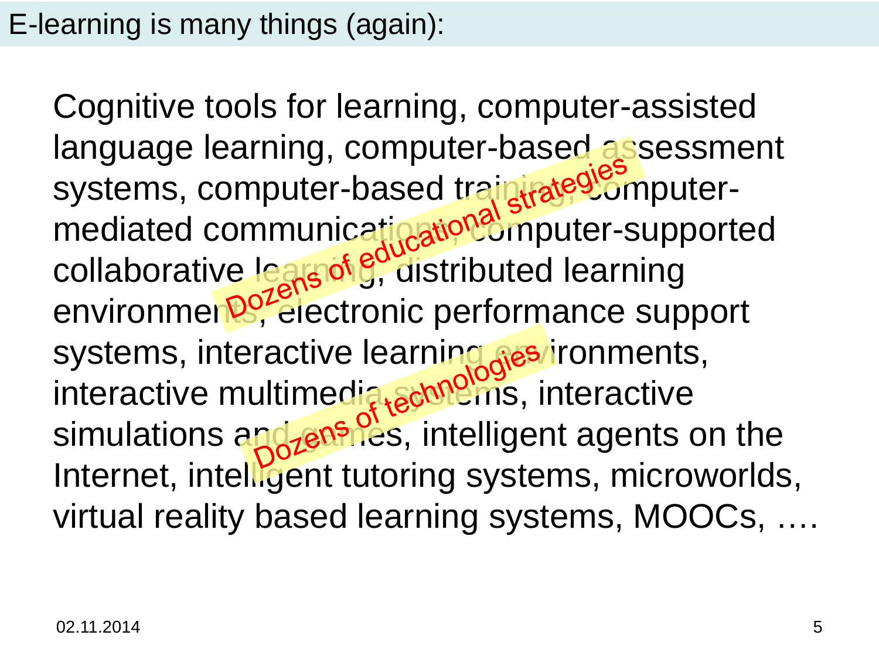# E-learning is many things (again):

Cognitive tools for learning, computer-assisted language learning, computer-based assessment systems, computer-based training, computer-mediated communications, computer-supported collaborative learning, distributed learning environments, electronic performance support systems, interactive learning environments, interactive multimedia systems, interactive simulations and games, intelligent agents on the Internet, intelligent tutoring systems, microworlds, virtual reality based learning systems, MOOCs, ….

Dozens of educational strategies

Dozens of technologies

02.11.2014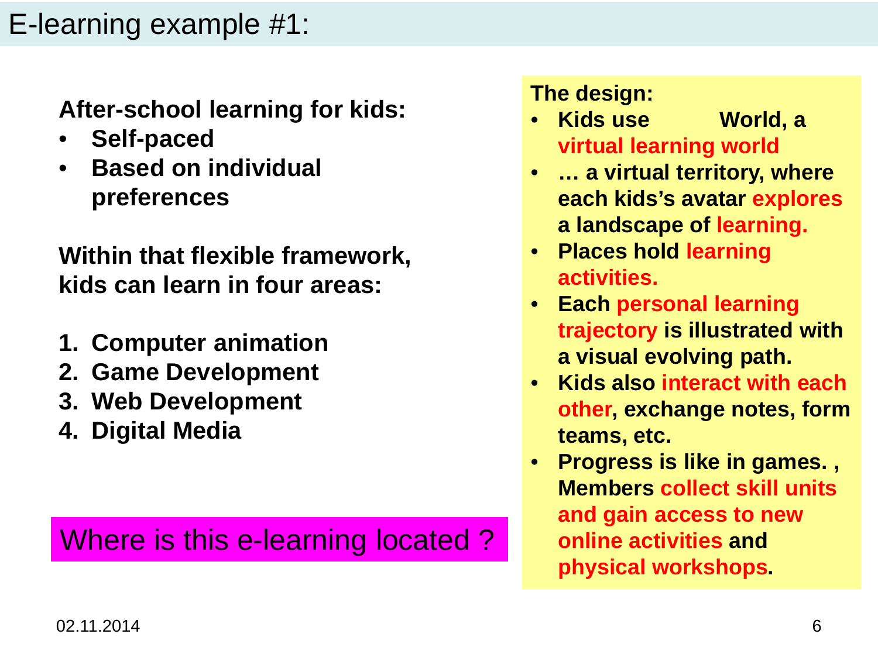# E-learning example #1:

**After-school learning for kids:**

- **Self-paced**
- **Based on individual preferences**

**Within that flexible framework, kids can learn in four areas:**

1. **Computer animation**
2. **Game Development**
3. **Web Development**
4. **Digital Media**

Where is this e-learning located ?

**The design:**

- **Kids use          World, a virtual learning world**
- **… a virtual territory, where each kids's avatar explores a landscape of learning.**
- **Places hold learning activities.**
- **Each personal learning trajectory is illustrated with a visual evolving path.**
- **Kids also interact with each other, exchange notes, form teams, etc.**
- **Progress is like in games. , Members collect skill units and gain access to new online activities and physical workshops.**

02.11.2014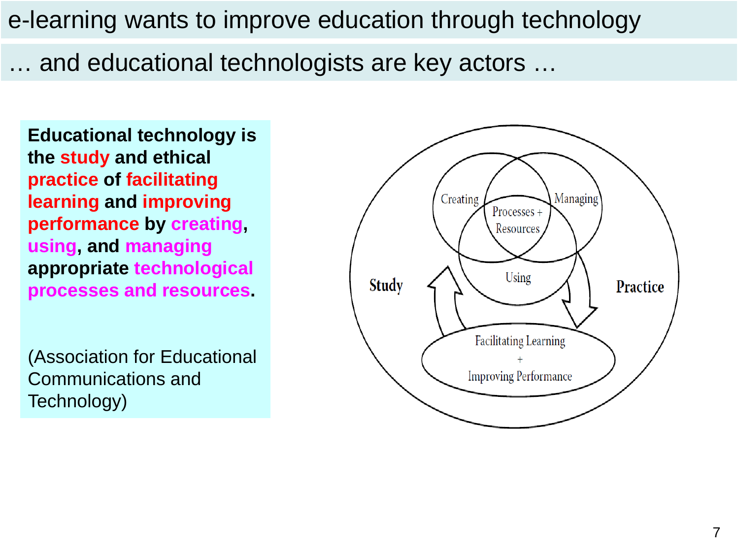# e-learning wants to improve education through technology

## … and educational technologists are key actors …

**Educational technology is the study and ethical practice of facilitating learning and improving performance by creating, using, and managing appropriate technological processes and resources.**

(Association for Educational Communications and Technology)

Study

Practice

Creating

Managing

Processes + Resources

Using

Facilitating Learning + Improving Performance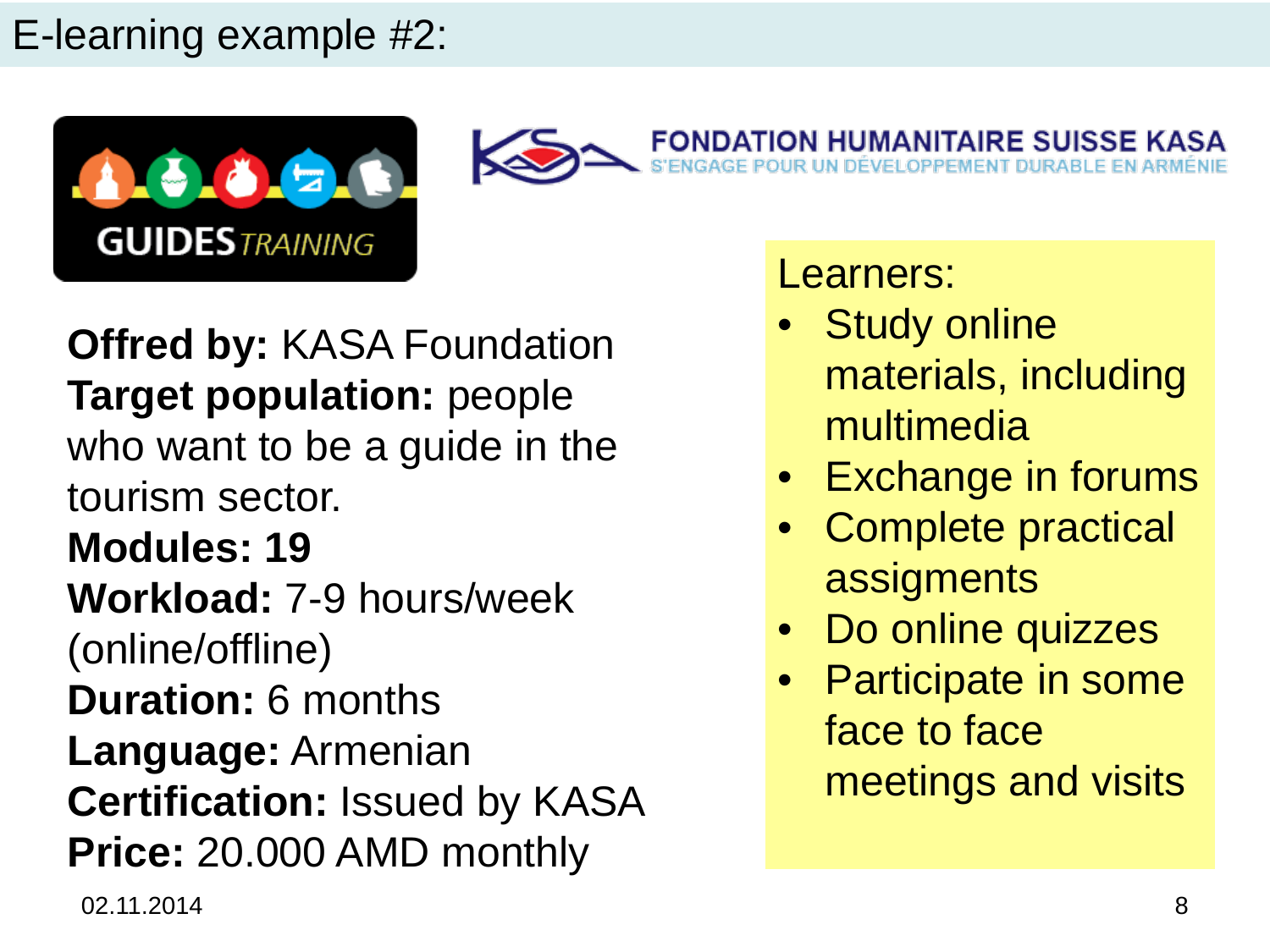# E-learning example #2:

GUIDES TRAINING

FONDATION HUMANITAIRE SUISSE KASA
S'ENGAGE POUR UN DÉVELOPPEMENT DURABLE EN ARMÉNIE

**Offred by:** KASA Foundation
**Target population:** people who want to be a guide in the tourism sector.
**Modules: 19**
**Workload:** 7-9 hours/week (online/offline)
**Duration:** 6 months
**Language:** Armenian
**Certification:** Issued by KASA
**Price:** 20.000 AMD monthly

Learners:

- Study online materials, including multimedia
- Exchange in forums
- Complete practical assigments
- Do online quizzes
- Participate in some face to face meetings and visits

02.11.2014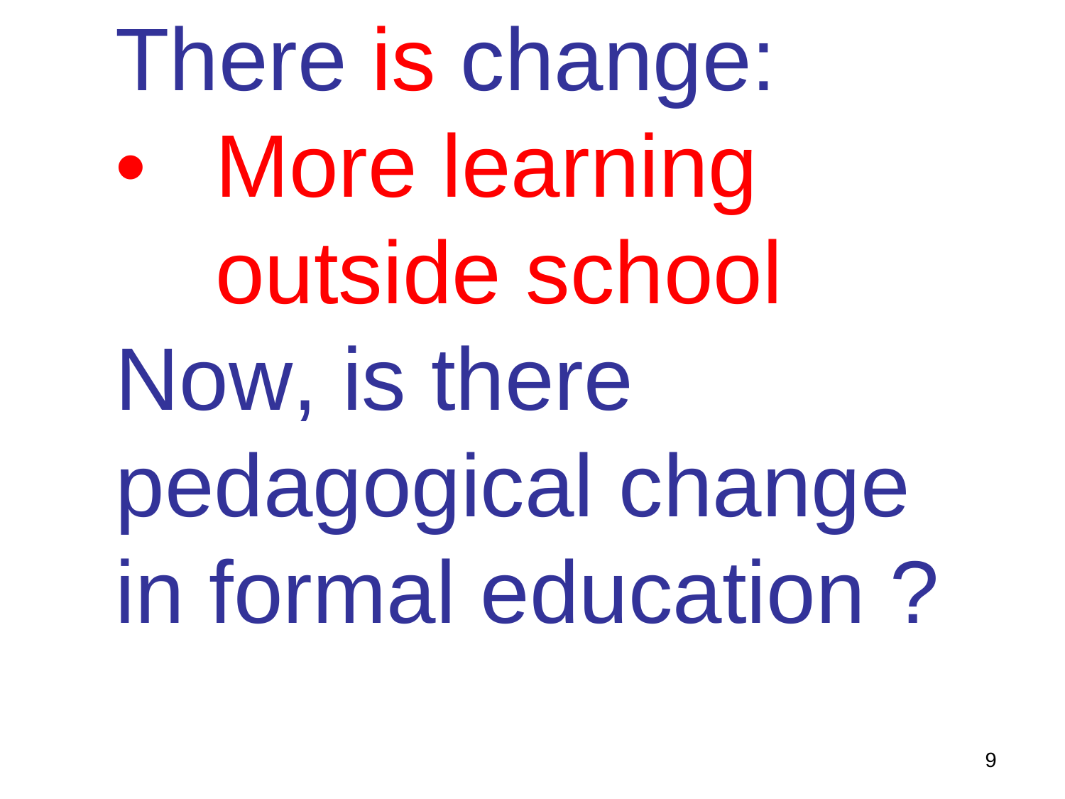There is change:

- More learning outside school

Now, is there pedagogical change in formal education ?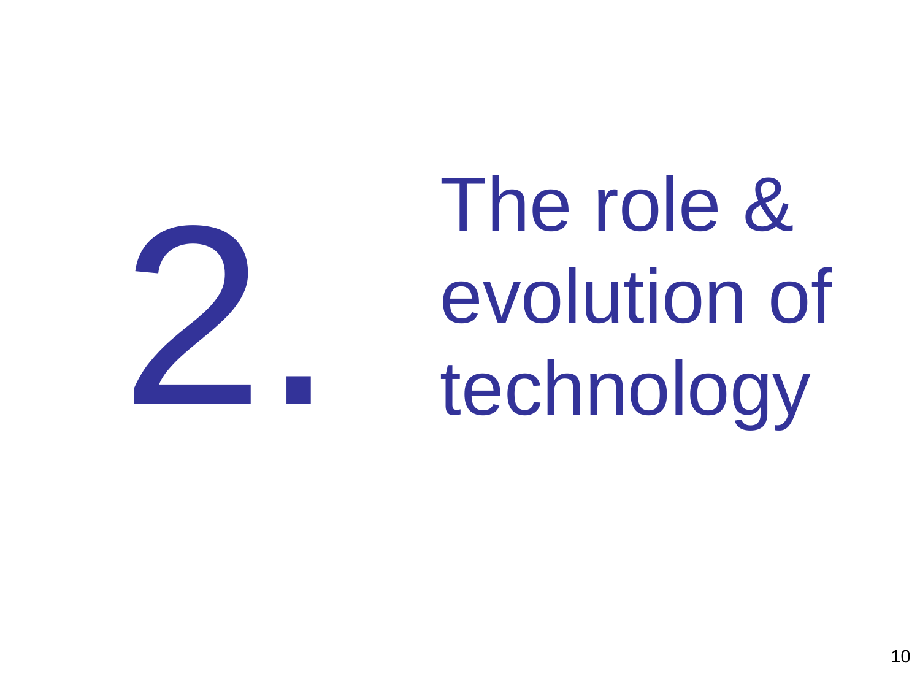# 2. The role & evolution of technology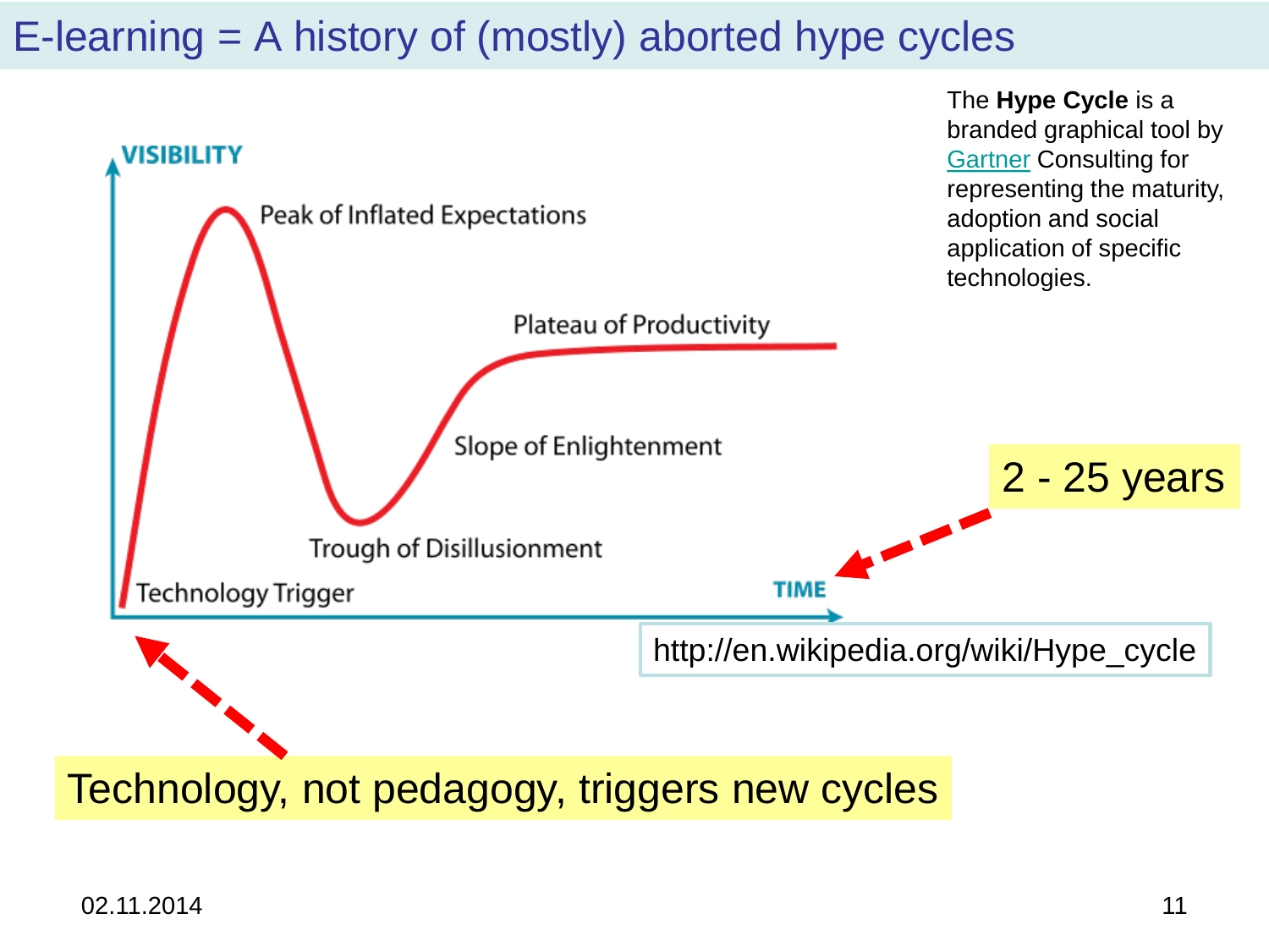# E-learning = A history of (mostly) aborted hype cycles

VISIBILITY

Peak of Inflated Expectations

Plateau of Productivity

Slope of Enlightenment

Trough of Disillusionment

Technology Trigger

TIME

The **Hype Cycle** is a branded graphical tool by Gartner Consulting for representing the maturity, adoption and social application of specific technologies.

2 - 25 years

http://en.wikipedia.org/wiki/Hype_cycle

Technology, not pedagogy, triggers new cycles

02.11.2014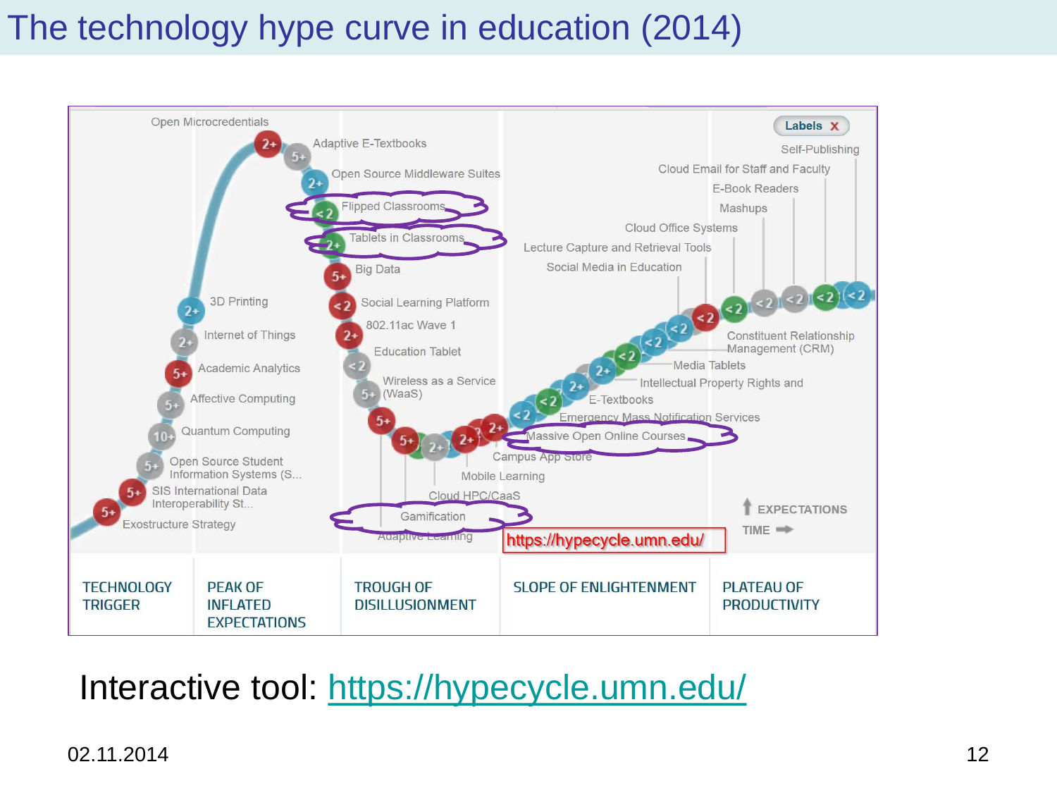# The technology hype curve in education (2014)

Open Microcredentials

Adaptive E-Textbooks

Open Source Middleware Suites

Flipped Classrooms

Tablets in Classrooms

Big Data

Social Learning Platform

802.11ac Wave 1

Education Tablet

Wireless as a Service (WaaS)

3D Printing

Internet of Things

Academic Analytics

Affective Computing

Quantum Computing

Open Source Student Information Systems (S...

SIS International Data Interoperability St...

Exostructure Strategy

Gamification

Adaptive Learning

Cloud HPC/CaaS

Mobile Learning

Campus App Store

Massive Open Online Courses

Emergency Mass Notification Services

E-Textbooks

Intellectual Property Rights and

Media Tablets

Constituent Relationship Management (CRM)

Social Media in Education

Lecture Capture and Retrieval Tools

Cloud Office Systems

Mashups

E-Book Readers

Cloud Email for Staff and Faculty

Self-Publishing

Labels X

EXPECTATIONS

TIME

https://hypecycle.umn.edu/

TECHNOLOGY TRIGGER | PEAK OF INFLATED EXPECTATIONS | TROUGH OF DISILLUSIONMENT | SLOPE OF ENLIGHTENMENT | PLATEAU OF PRODUCTIVITY

Interactive tool: https://hypecycle.umn.edu/

02.11.2014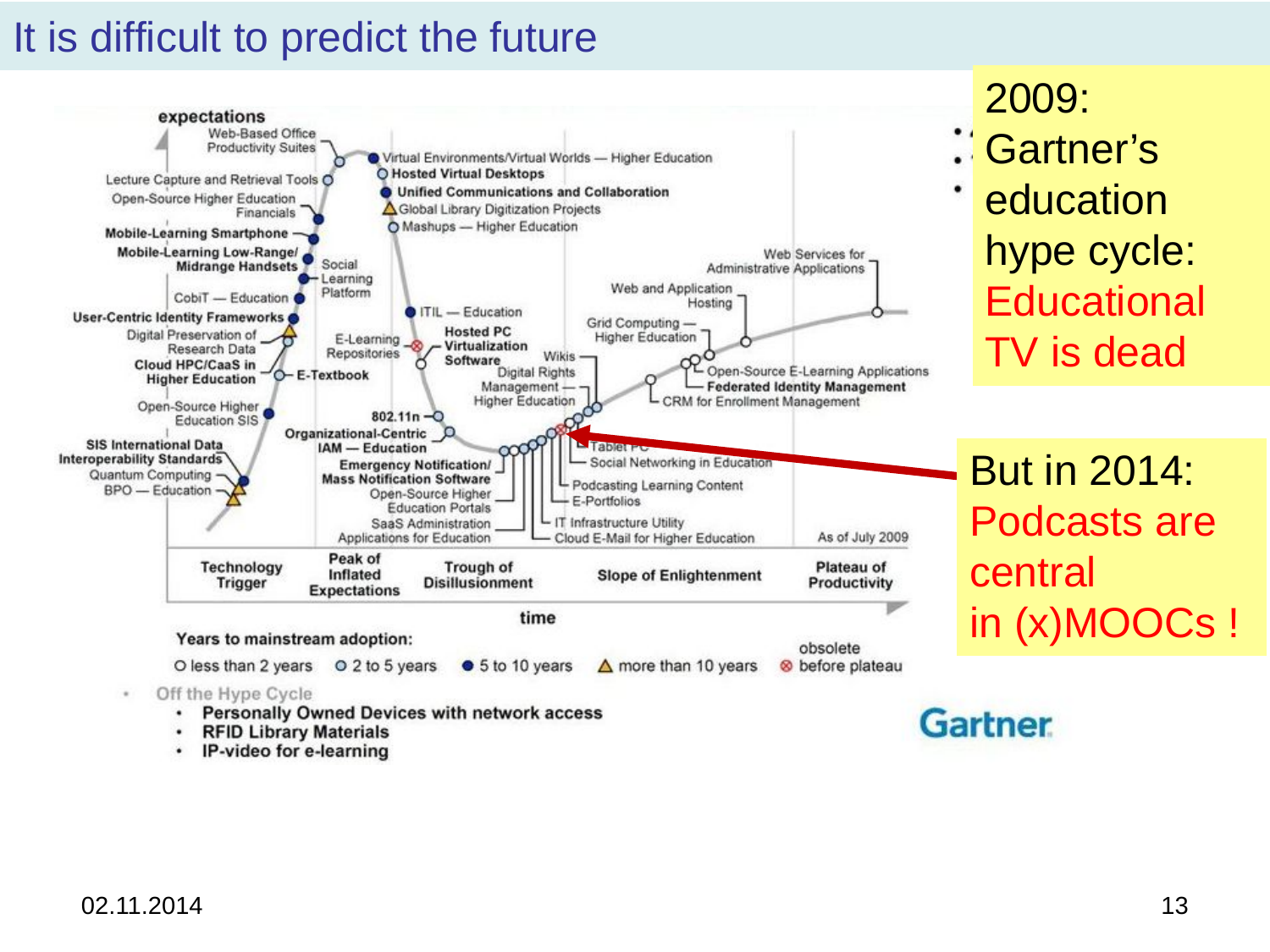# It is difficult to predict the future

expectations

Web-Based Office Productivity Suites
Lecture Capture and Retrieval Tools
Open-Source Higher Education Financials
Mobile-Learning Smartphone
Mobile-Learning Low-Range/Midrange Handsets
Social Learning Platform
CobiT — Education
User-Centric Identity Frameworks
Digital Preservation of Research Data
Cloud HPC/CaaS in Higher Education
E-Textbook
Open-Source Higher Education SIS
SIS International Data Interoperability Standards
Quantum Computing
BPO — Education
Virtual Environments/Virtual Worlds — Higher Education
Hosted Virtual Desktops
Unified Communications and Collaboration
Global Library Digitization Projects
Mashups — Higher Education
ITIL — Education
E-Learning Repositories
Hosted PC Virtualization Software
Wikis
Digital Rights Management — Higher Education
802.11n
Organizational-Centric IAM — Education
Emergency Notification/ Mass Notification Software
Open-Source Higher Education Portals
SaaS Administration Applications for Education
Tablet PC
Social Networking in Education
Podcasting Learning Content
E-Portfolios
IT Infrastructure Utility
Cloud E-Mail for Higher Education
Web Services for Administrative Applications
Web and Application Hosting
Grid Computing — Higher Education
Open-Source E-Learning Applications
Federated Identity Management
CRM for Enrollment Management
As of July 2009

Technology Trigger | Peak of Inflated Expectations | Trough of Disillusionment | Slope of Enlightenment | Plateau of Productivity

time

Years to mainstream adoption:
○ less than 2 years ○ 2 to 5 years ● 5 to 10 years △ more than 10 years ⊗ obsolete before plateau

Off the Hype Cycle
- Personally Owned Devices with network access
- RFID Library Materials
- IP-video for e-learning

Gartner

2009: Gartner's education hype cycle: Educational TV is dead

But in 2014: Podcasts are central in (x)MOOCs !

02.11.2014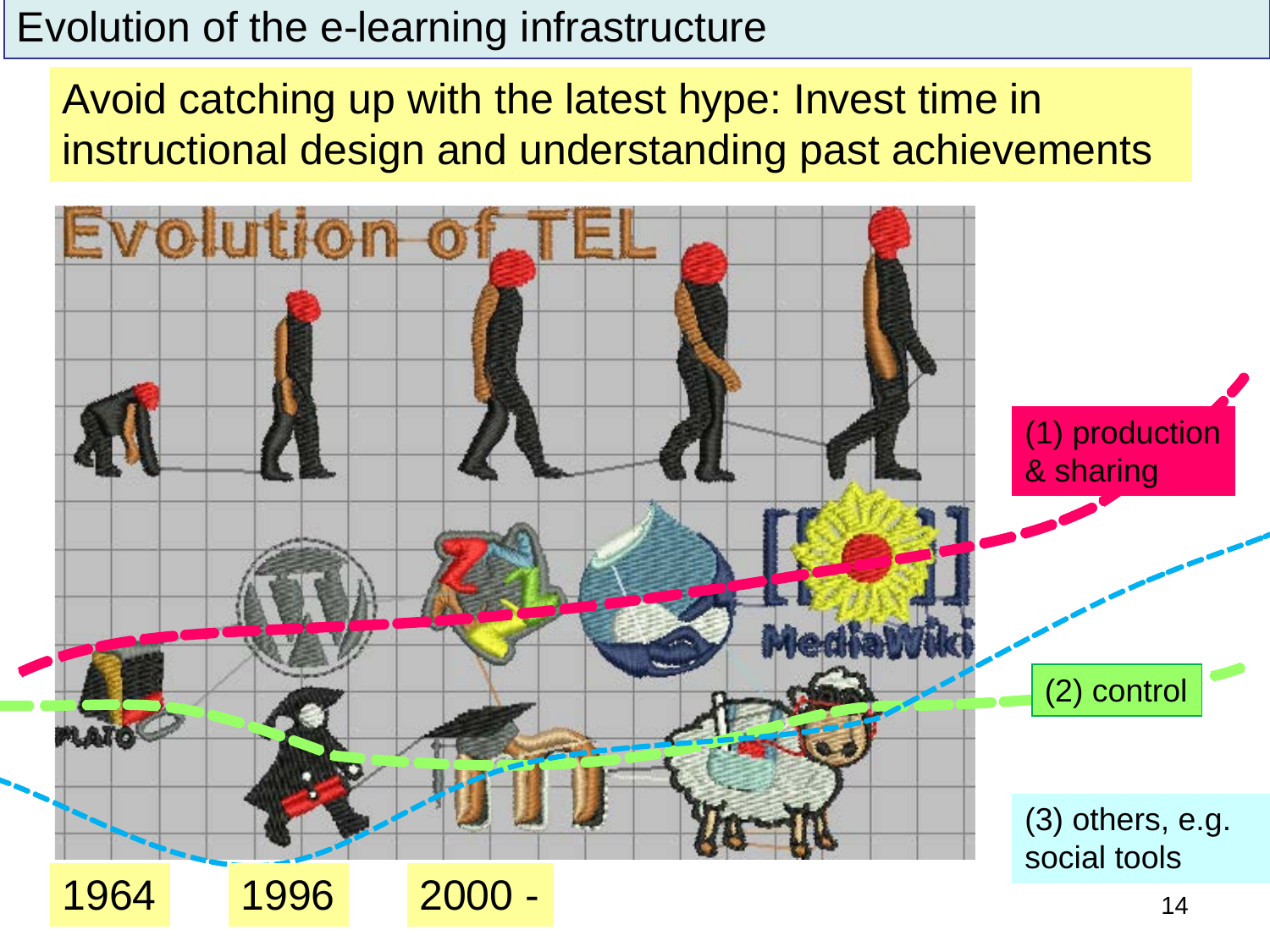# Evolution of the e-learning infrastructure

Avoid catching up with the latest hype: Invest time in instructional design and understanding past achievements

Evolution of TEL

(1) production & sharing

(2) control

(3) others, e.g. social tools

1964 | 1996 | 2000 -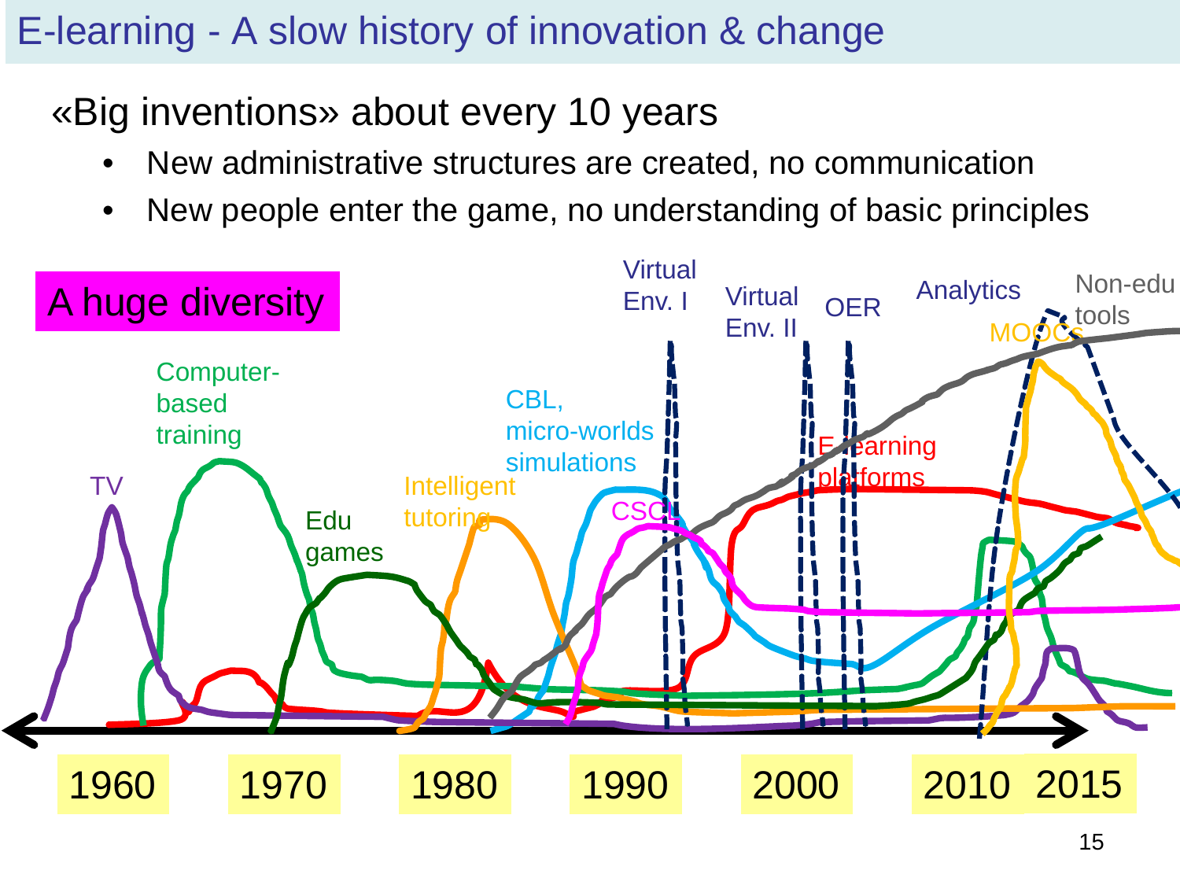# E-learning - A slow history of innovation & change

«Big inventions» about every 10 years

- New administrative structures are created, no communication
- New people enter the game, no understanding of basic principles

A huge diversity

TV

Computer-based training

Edu games

Intelligent tutoring

CBL, micro-worlds simulations

CSCL

Virtual Env. I

Virtual Env. II

OER

E-learning platforms

Analytics

MOOCs

Non-edu tools

1960 1970 1980 1990 2000 2010 2015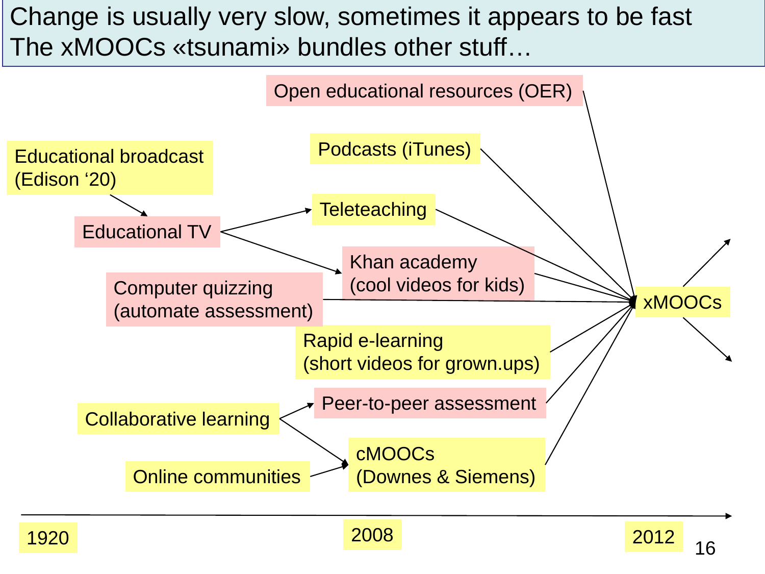# Change is usually very slow, sometimes it appears to be fast
# The xMOOCs «tsunami» bundles other stuff…

- Open educational resources (OER)
- Podcasts (iTunes)
- Educational broadcast (Edison '20)
- Educational TV
- Teleteaching
- Khan academy (cool videos for kids)
- Computer quizzing (automate assessment)
- Rapid e-learning (short videos for grown.ups)
- Collaborative learning
- Peer-to-peer assessment
- Online communities
- cMOOCs (Downes & Siemens)
- xMOOCs

1920 — 2008 — 2012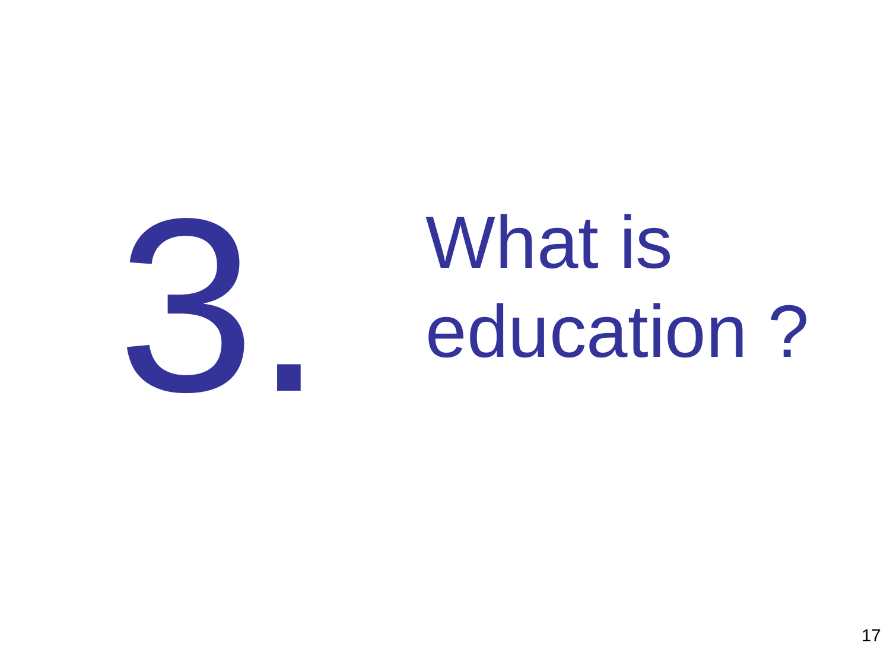# 3. What is education ?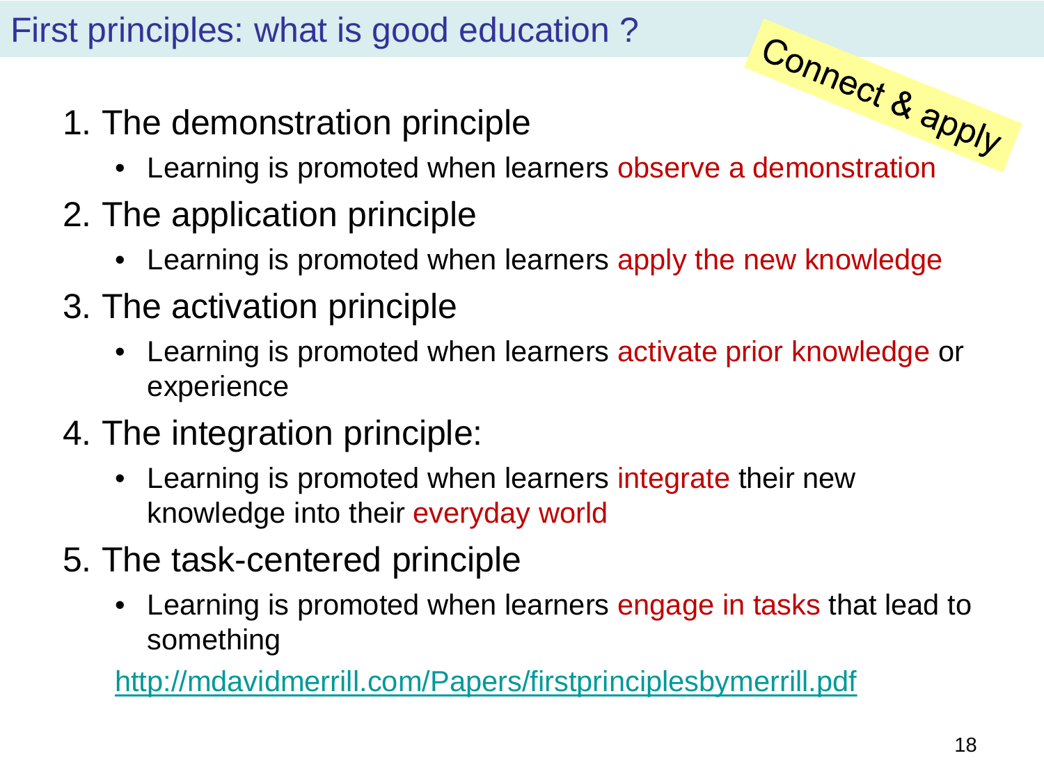# First principles: what is good education ?

Connect & apply

1. The demonstration principle
   - Learning is promoted when learners observe a demonstration
2. The application principle
   - Learning is promoted when learners apply the new knowledge
3. The activation principle
   - Learning is promoted when learners activate prior knowledge or experience
4. The integration principle:
   - Learning is promoted when learners integrate their new knowledge into their everyday world
5. The task-centered principle
   - Learning is promoted when learners engage in tasks that lead to something

http://mdavidmerrill.com/Papers/firstprinciplesbymerrill.pdf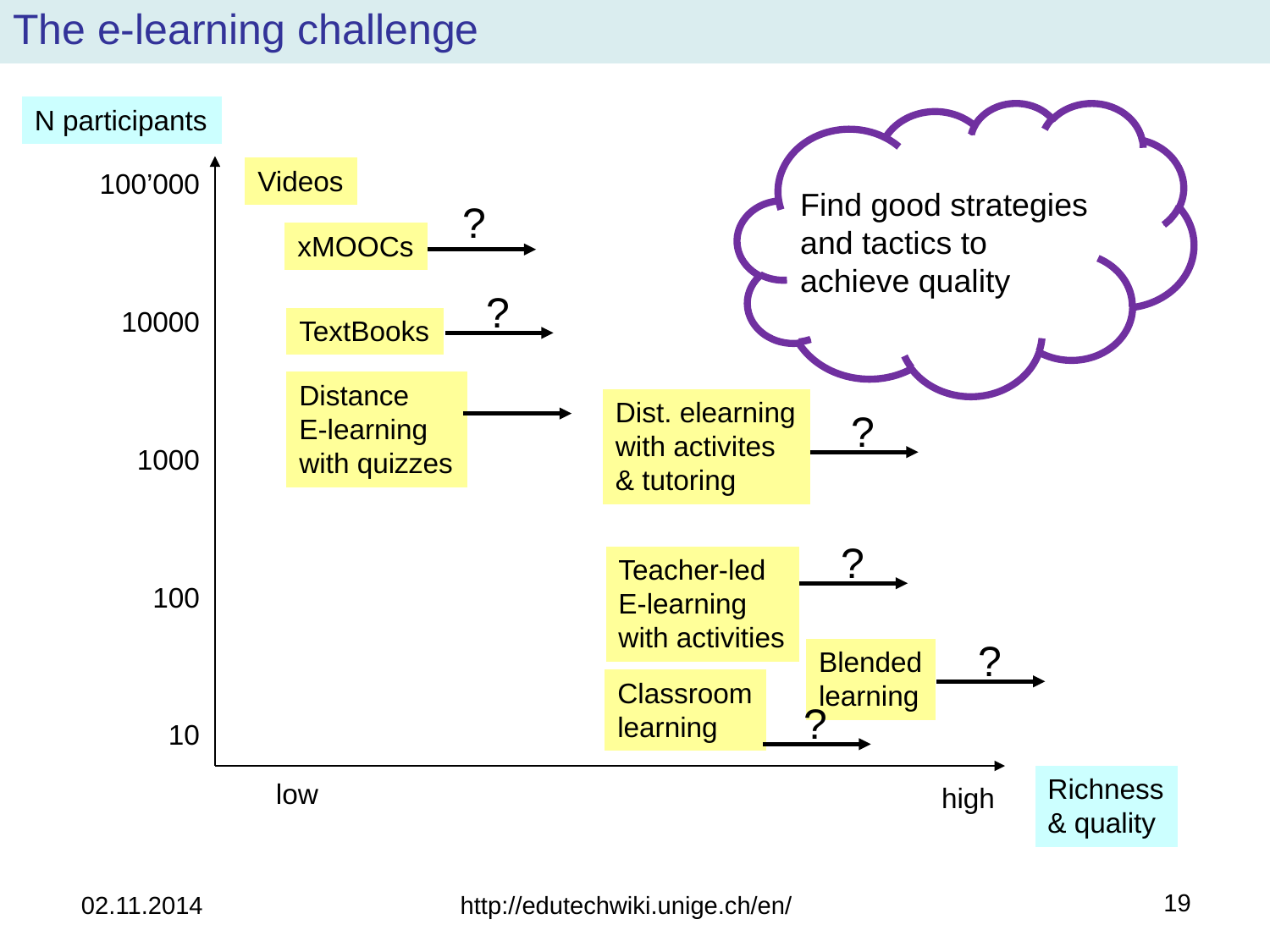# The e-learning challenge

N participants

100'000

10000

1000

100

10

Videos

xMOOCs ?

TextBooks ?

Distance E-learning with quizzes

Dist. elearning with activites & tutoring ?

Teacher-led E-learning with activities ?

Blended learning ?

Classroom learning ?

low

high

Richness & quality

Find good strategies and tactics to achieve quality

02.11.2014

http://edutechwiki.unige.ch/en/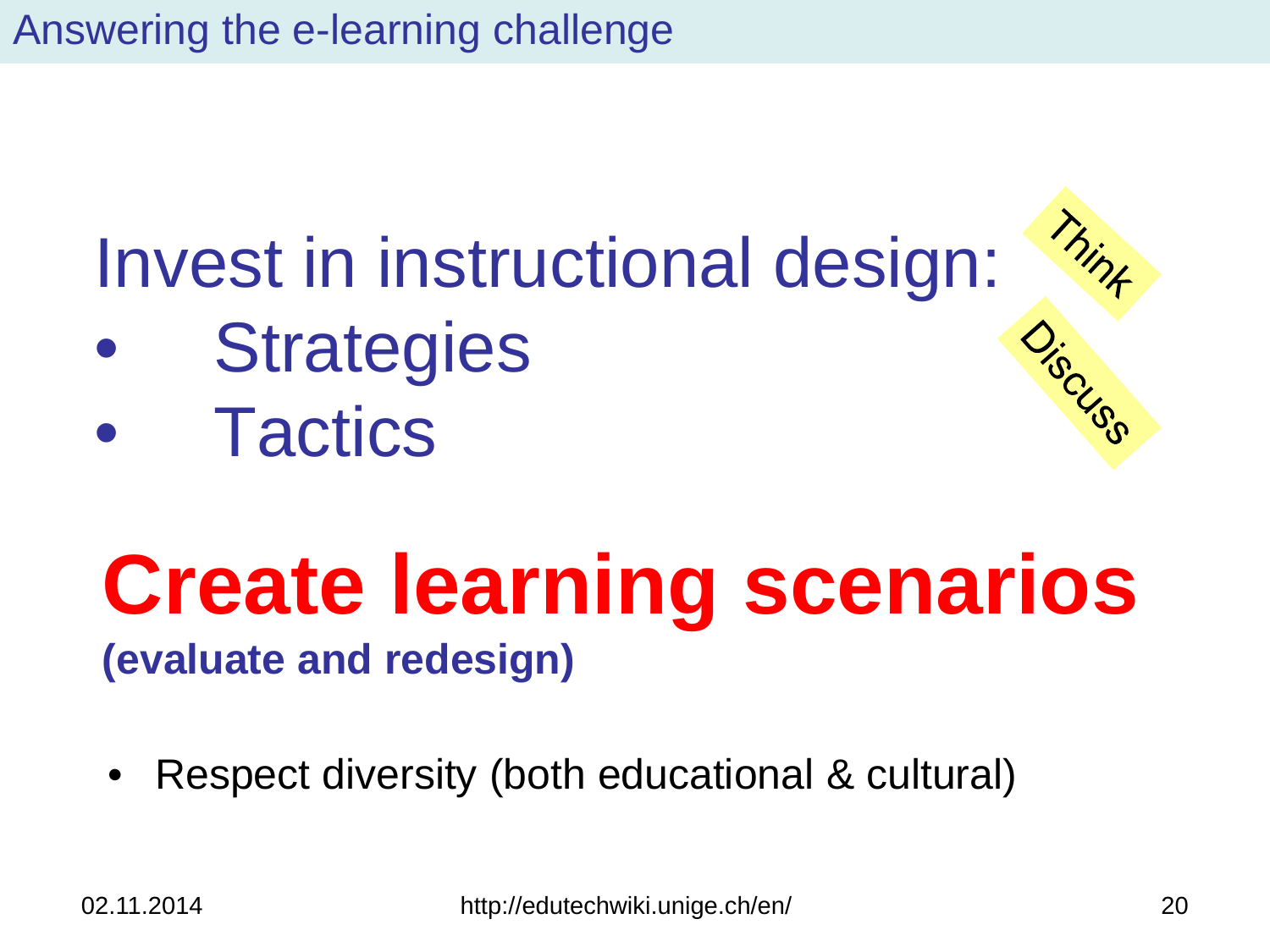# Answering the e-learning challenge

Invest in instructional design:

- Strategies
- Tactics

Think

Discuss

## Create learning scenarios

**(evaluate and redesign)**

- Respect diversity (both educational & cultural)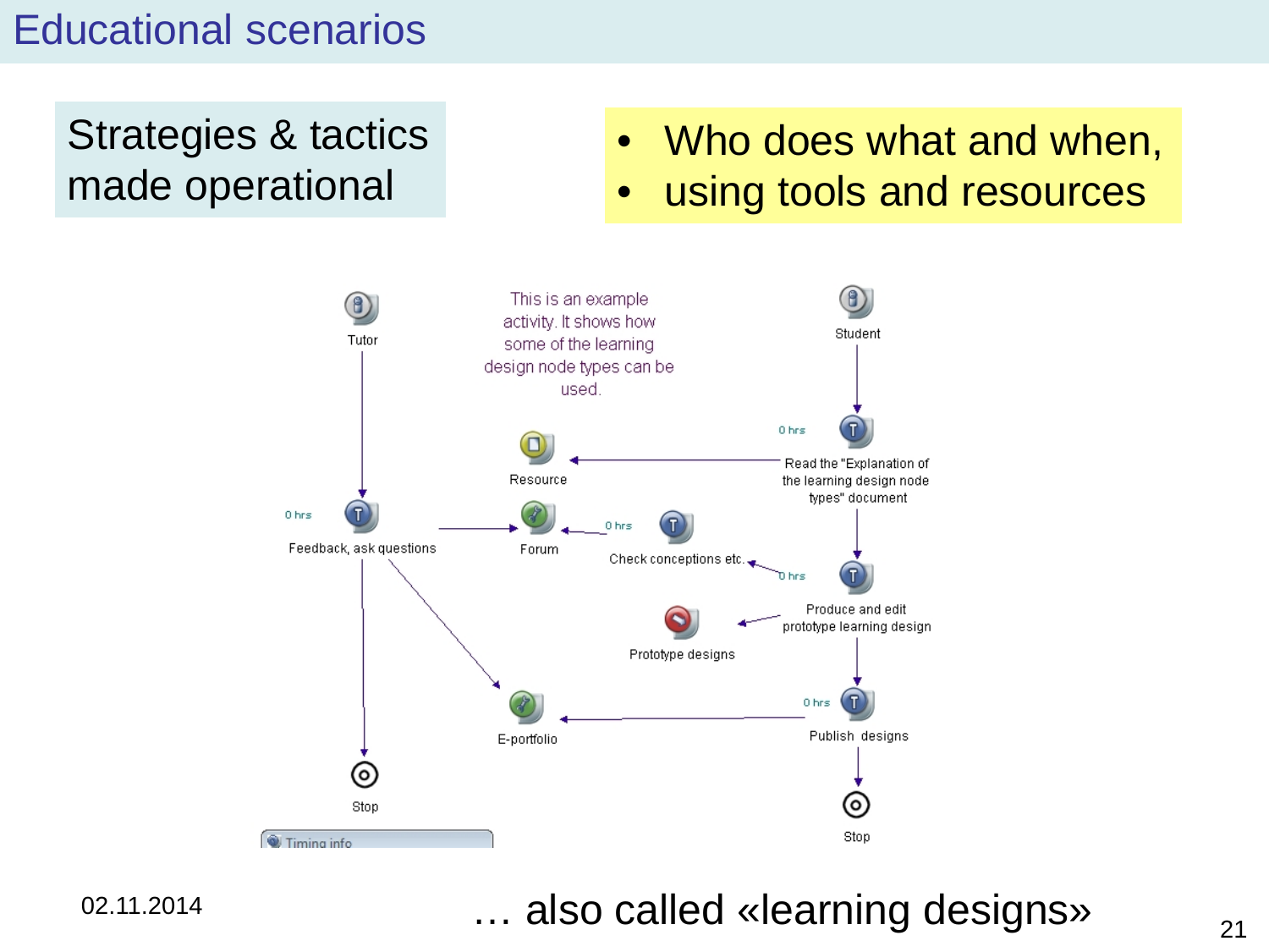# Educational scenarios

Strategies & tactics made operational

- Who does what and when,
- using tools and resources

This is an example activity. It shows how some of the learning design node types can be used.

Tutor

Student

0 hrs

Read the "Explanation of the learning design node types" document

Resource

0 hrs

Feedback, ask questions

Forum

0 hrs

Check conceptions etc.

0 hrs

Produce and edit prototype learning design

Prototype designs

0 hrs

Publish designs

E-portfolio

Stop

Stop

Timing info

02.11.2014

… also called «learning designs»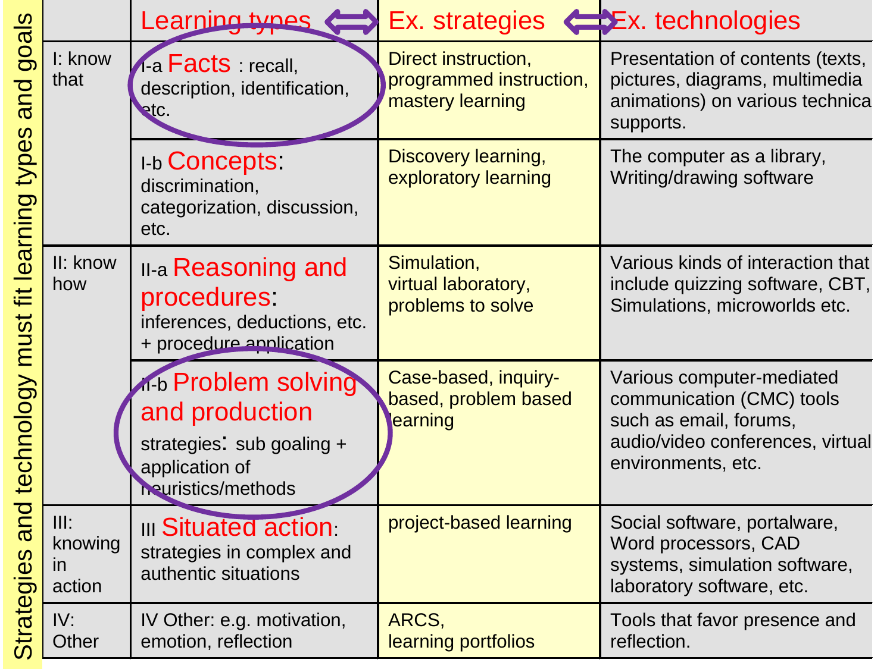Strategies and technology must fit learning types and goals

| | Learning types ⟺ | Ex. strategies ⟺ | Ex. technologies |
|---|---|---|---|
| I: know that | I-a **Facts** : recall, description, identification, etc. | Direct instruction, programmed instruction, mastery learning | Presentation of contents (texts, pictures, diagrams, multimedia animations) on various technical supports. |
| | I-b **Concepts**: discrimination, categorization, discussion, etc. | Discovery learning, exploratory learning | The computer as a library, Writing/drawing software |
| II: know how | II-a **Reasoning and procedures**: inferences, deductions, etc. + procedure application | Simulation, virtual laboratory, problems to solve | Various kinds of interaction that include quizzing software, CBT, Simulations, microworlds etc. |
| | II-b **Problem solving and production** strategies: sub goaling + application of heuristics/methods | Case-based, inquiry-based, problem based learning | Various computer-mediated communication (CMC) tools such as email, forums, audio/video conferences, virtual environments, etc. |
| III: knowing in action | III **Situated action**: strategies in complex and authentic situations | project-based learning | Social software, portalware, Word processors, CAD systems, simulation software, laboratory software, etc. |
| IV: Other | IV Other: e.g. motivation, emotion, reflection | ARCS, learning portfolios | Tools that favor presence and reflection. |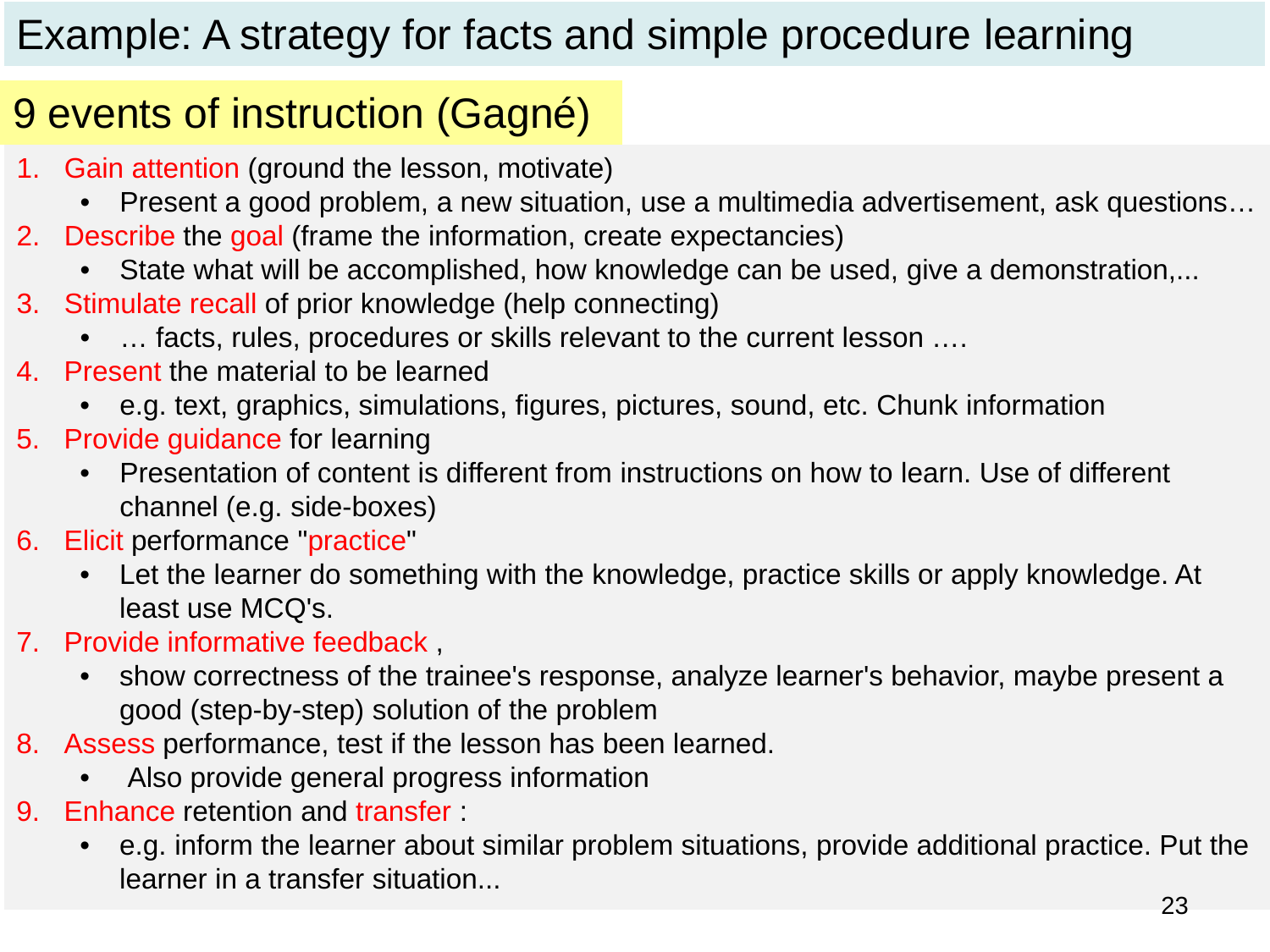# Example: A strategy for facts and simple procedure learning

## 9 events of instruction (Gagné)

1. Gain attention (ground the lesson, motivate)
   - Present a good problem, a new situation, use a multimedia advertisement, ask questions…
2. Describe the goal (frame the information, create expectancies)
   - State what will be accomplished, how knowledge can be used, give a demonstration,...
3. Stimulate recall of prior knowledge (help connecting)
   - … facts, rules, procedures or skills relevant to the current lesson ….
4. Present the material to be learned
   - e.g. text, graphics, simulations, figures, pictures, sound, etc. Chunk information
5. Provide guidance for learning
   - Presentation of content is different from instructions on how to learn. Use of different channel (e.g. side-boxes)
6. Elicit performance "practice"
   - Let the learner do something with the knowledge, practice skills or apply knowledge. At least use MCQ's.
7. Provide informative feedback ,
   - show correctness of the trainee's response, analyze learner's behavior, maybe present a good (step-by-step) solution of the problem
8. Assess performance, test if the lesson has been learned.
   - Also provide general progress information
9. Enhance retention and transfer :
   - e.g. inform the learner about similar problem situations, provide additional practice. Put the learner in a transfer situation...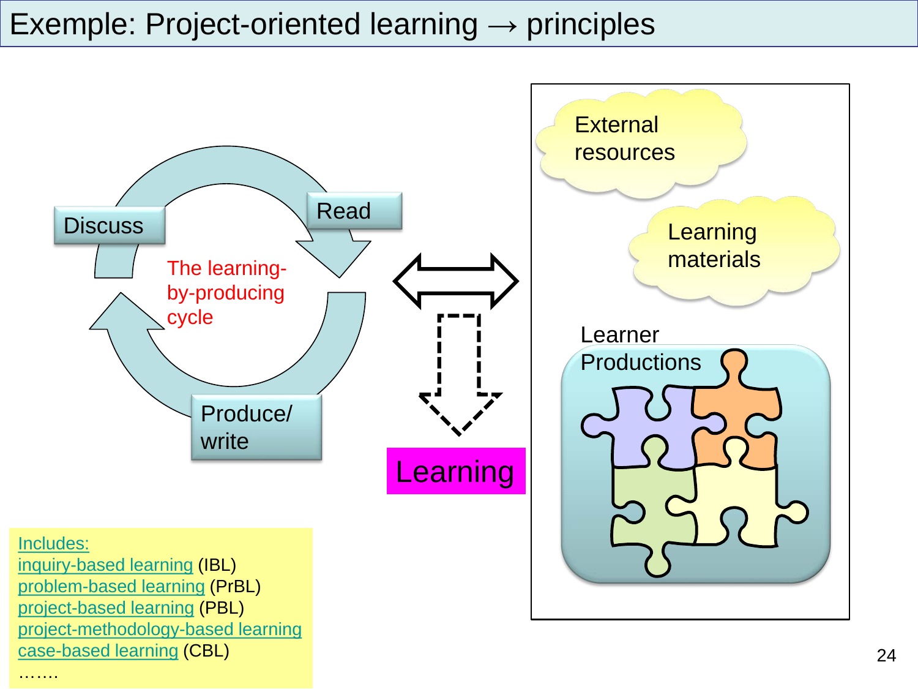# Exemple: Project-oriented learning → principles

Discuss

Read

The learning-by-producing cycle

Produce/ write

Learning

External resources

Learning materials

Learner Productions

Includes:
inquiry-based learning (IBL)
problem-based learning (PrBL)
project-based learning (PBL)
project-methodology-based learning
case-based learning (CBL)
…….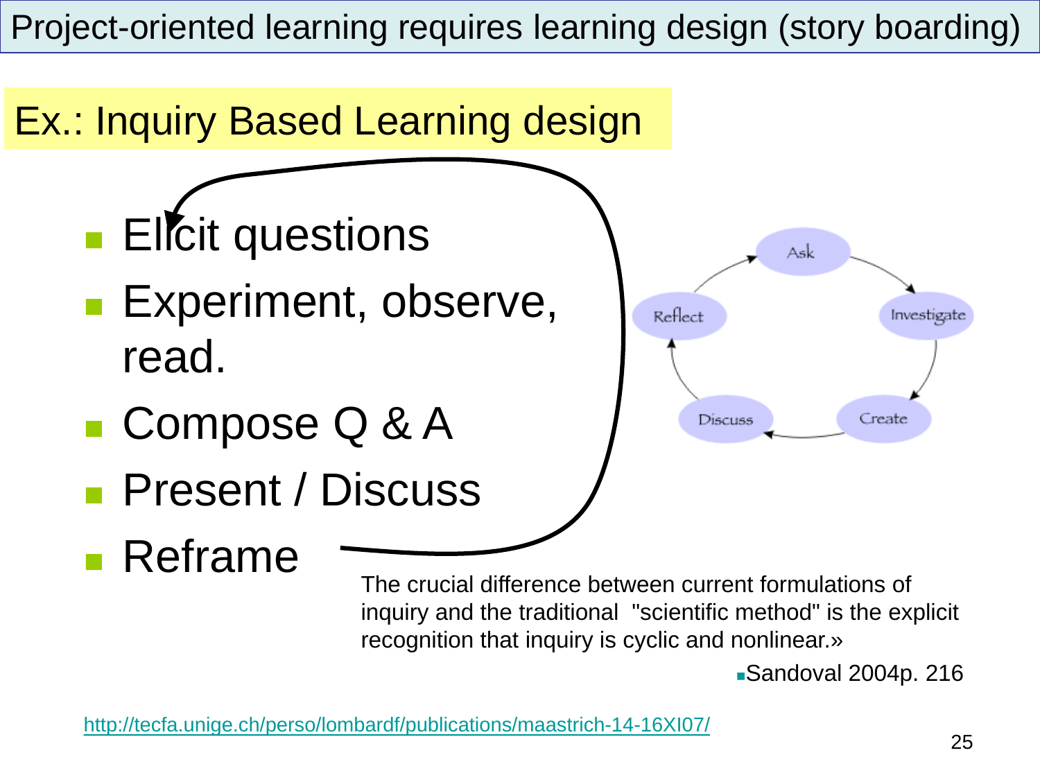# Project-oriented learning requires learning design (story boarding)

## Ex.: Inquiry Based Learning design

- Elicit questions
- Experiment, observe, read.
- Compose Q & A
- Present / Discuss
- Reframe

Ask → Investigate → Create → Discuss → Reflect → Ask

The crucial difference between current formulations of inquiry and the traditional "scientific method" is the explicit recognition that inquiry is cyclic and nonlinear.»

- Sandoval 2004p. 216

http://tecfa.unige.ch/perso/lombardf/publications/maastrich-14-16XI07/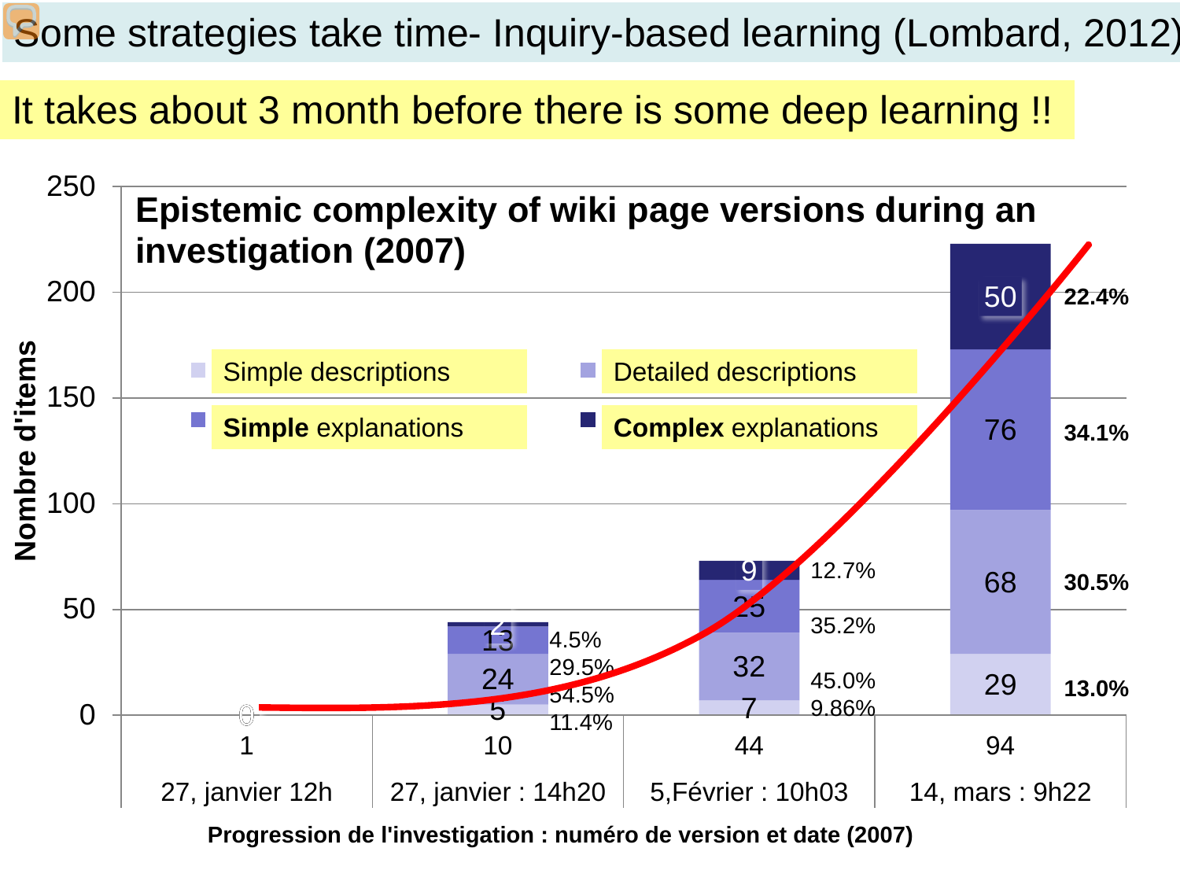# Some strategies take time- Inquiry-based learning (Lombard, 2012)

It takes about 3 month before there is some deep learning !!

**Epistemic complexity of wiki page versions during an investigation (2007)**

| Version | Date | Simple descriptions | Detailed descriptions | Simple explanations | Complex explanations |
|---|---|---|---|---|---|
| 1 | 27, janvier 12h | 0 | | | |
| 10 | 27, janvier : 14h20 | 5 (11.4%) | 24 (54.5%) | 13 (29.5%) | 2 (4.5%) |
| 44 | 5,Février : 10h03 | 7 (9.86%) | 32 (45.0%) | 25 (35.2%) | 9 (12.7%) |
| 94 | 14, mars : 9h22 | 29 (13.0%) | 68 (30.5%) | 76 (34.1%) | 50 (22.4%) |

Nombre d'items

Progression de l'investigation : numéro de version et date (2007)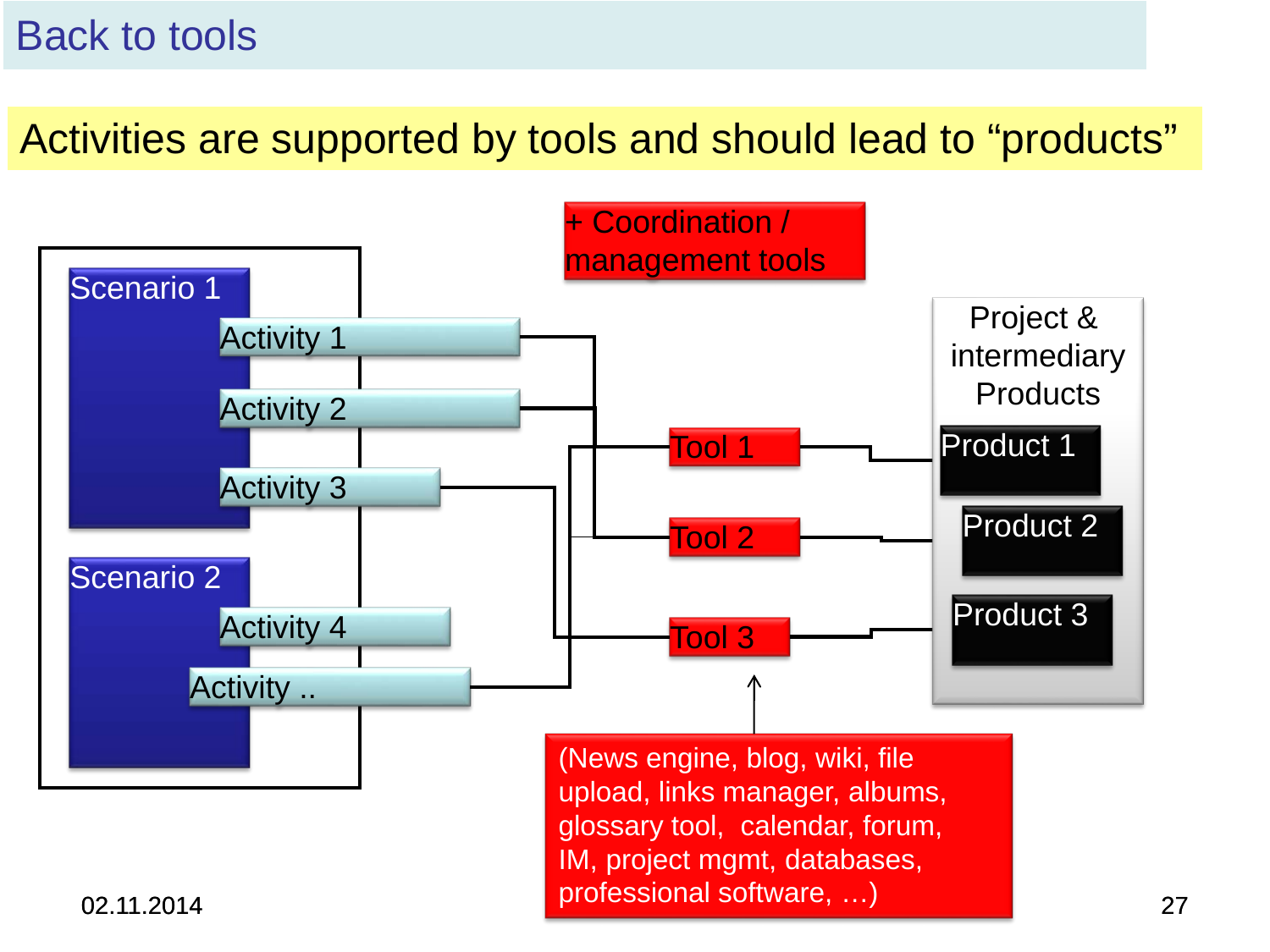# Back to tools

## Activities are supported by tools and should lead to "products"

+ Coordination / management tools

Scenario 1

- Activity 1
- Activity 2
- Activity 3

Scenario 2

- Activity 4
- Activity ..

Tool 1

Tool 2

Tool 3

Project & intermediary Products

- Product 1
- Product 2
- Product 3

(News engine, blog, wiki, file upload, links manager, albums, glossary tool, calendar, forum, IM, project mgmt, databases, professional software, …)

02.11.2014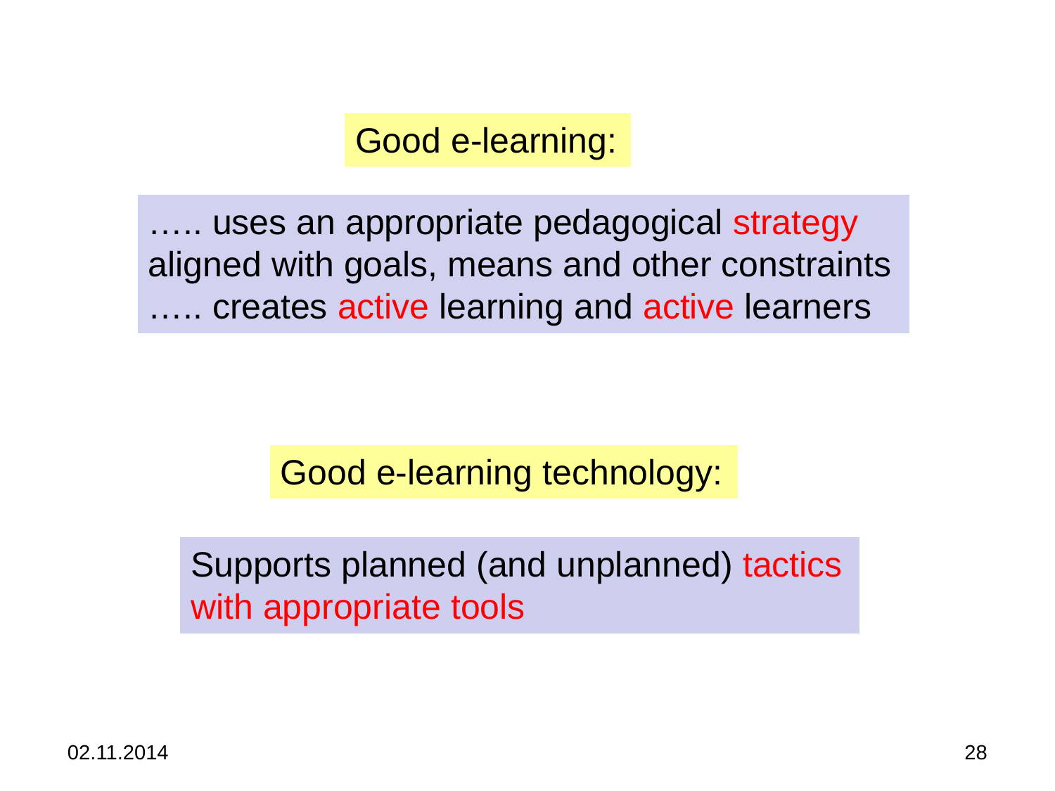## Good e-learning:

….. uses an appropriate pedagogical strategy aligned with goals, means and other constraints
….. creates active learning and active learners

## Good e-learning technology:

Supports planned (and unplanned) tactics with appropriate tools

02.11.2014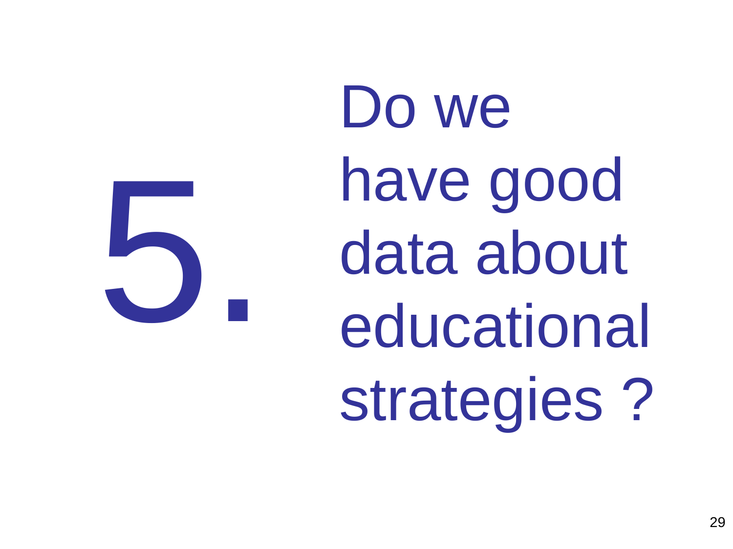# 5. Do we have good data about educational strategies ?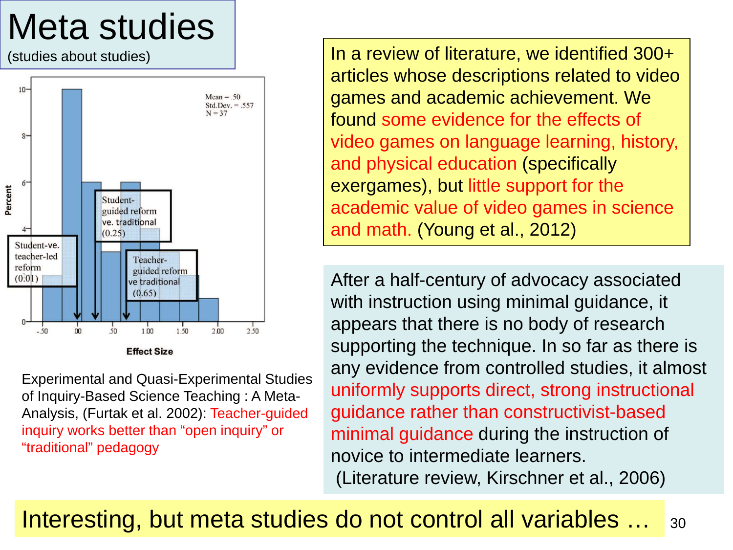# Meta studies

(studies about studies)

Mean = .50
Std.Dev. = .557
N = 37

Student-ve. teacher-led reform (0.01)

Student-guided reform ve. traditional (0.25)

Teacher-guided reform ve traditional (0.65)

Percent

Effect Size

Experimental and Quasi-Experimental Studies of Inquiry-Based Science Teaching : A Meta-Analysis, (Furtak et al. 2002): Teacher-guided inquiry works better than "open inquiry" or "traditional" pedagogy

In a review of literature, we identified 300+ articles whose descriptions related to video games and academic achievement. We found some evidence for the effects of video games on language learning, history, and physical education (specifically exergames), but little support for the academic value of video games in science and math. (Young et al., 2012)

After a half-century of advocacy associated with instruction using minimal guidance, it appears that there is no body of research supporting the technique. In so far as there is any evidence from controlled studies, it almost uniformly supports direct, strong instructional guidance rather than constructivist-based minimal guidance during the instruction of novice to intermediate learners.
(Literature review, Kirschner et al., 2006)

Interesting, but meta studies do not control all variables …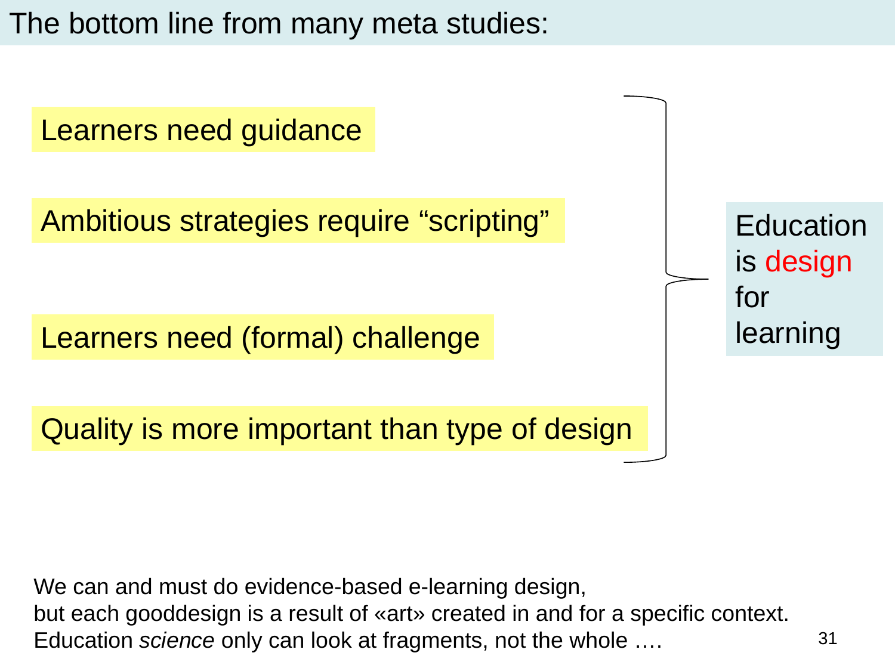# The bottom line from many meta studies:

- Learners need guidance
- Ambitious strategies require “scripting”
- Learners need (formal) challenge
- Quality is more important than type of design

→ Education is design for learning

We can and must do evidence-based e-learning design,
but each gooddesign is a result of «art» created in and for a specific context.
Education *science* only can look at fragments, not the whole ….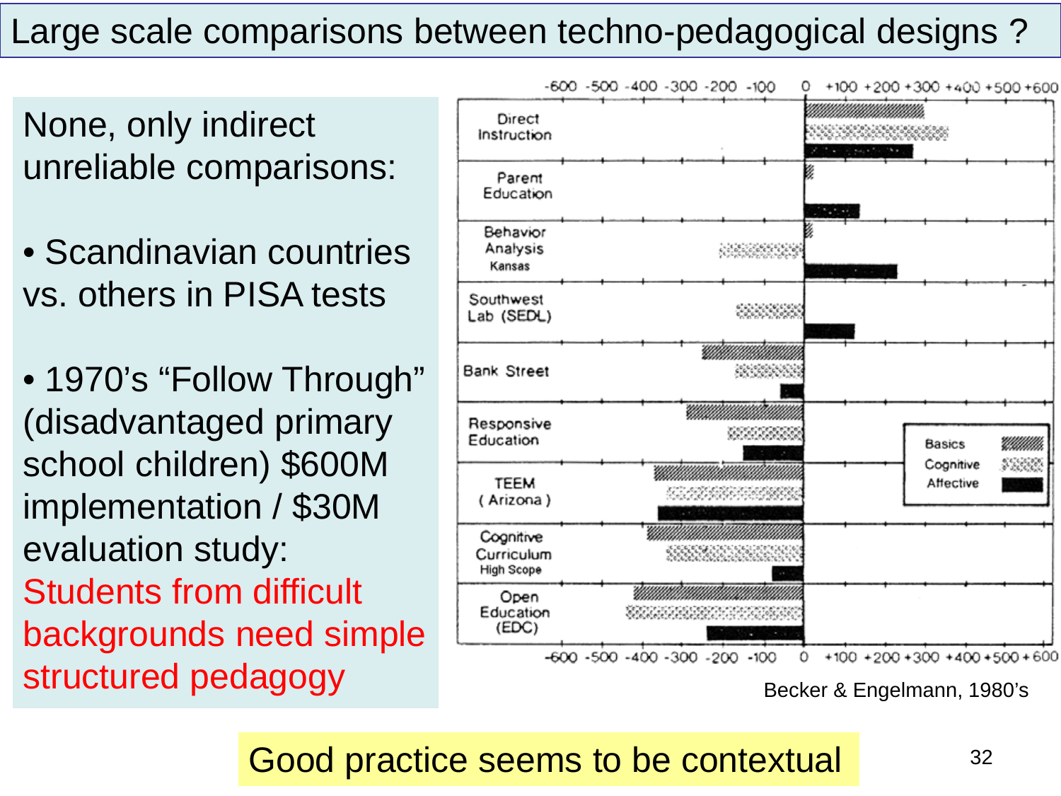# Large scale comparisons between techno-pedagogical designs ?

None, only indirect unreliable comparisons:

- Scandinavian countries vs. others in PISA tests
- 1970's "Follow Through" (disadvantaged primary school children) $600M implementation / $30M evaluation study: Students from difficult backgrounds need simple structured pedagogy

Becker & Engelmann, 1980's

Good practice seems to be contextual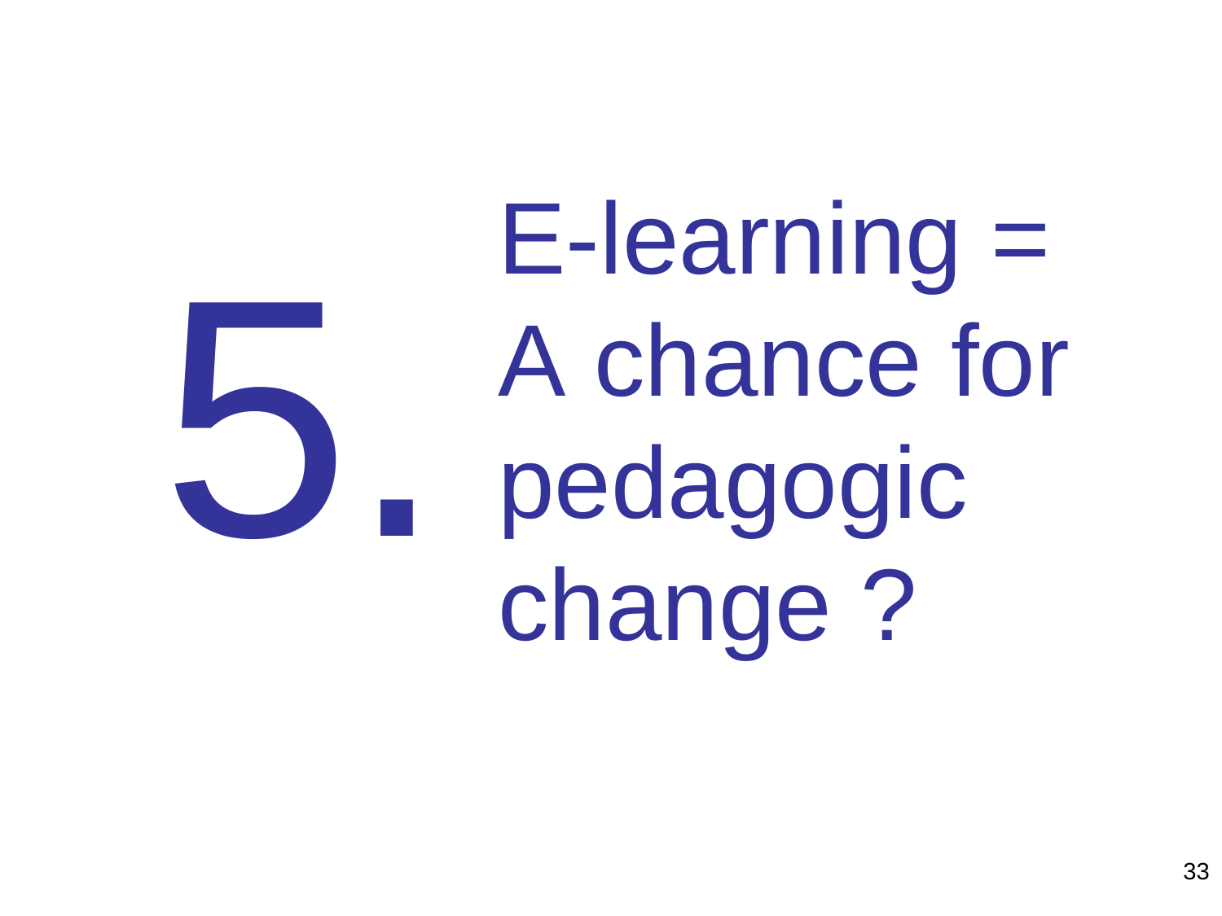# 5. E-learning = A chance for pedagogic change ?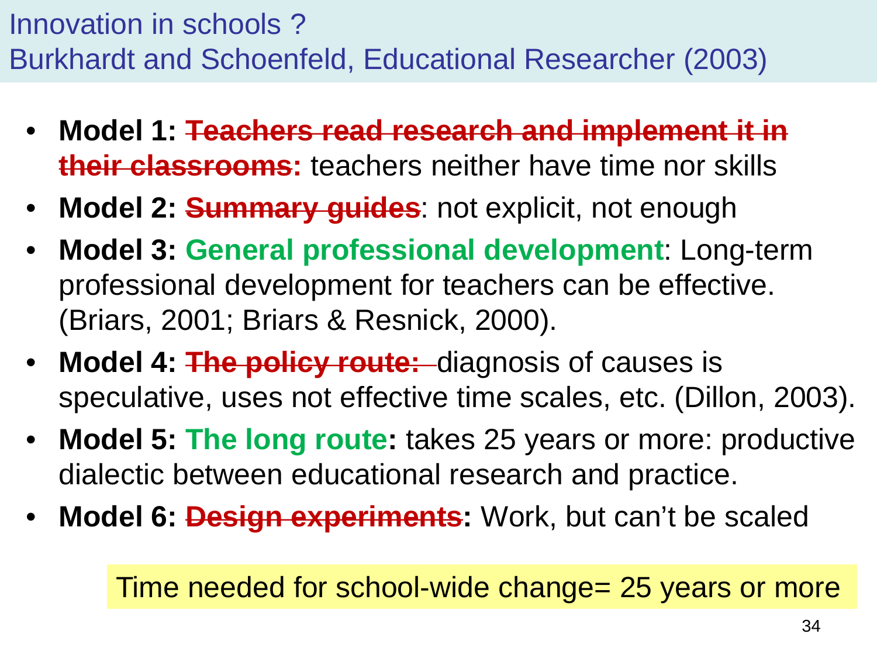# Innovation in schools ?
## Burkhardt and Schoenfeld, Educational Researcher (2003)

- **Model 1: ~~Teachers read research and implement it in their classrooms~~:** teachers neither have time nor skills
- **Model 2: ~~Summary guides~~**: not explicit, not enough
- **Model 3: General professional development**: Long-term professional development for teachers can be effective. (Briars, 2001; Briars & Resnick, 2000).
- **Model 4: ~~The policy route:~~** diagnosis of causes is speculative, uses not effective time scales, etc. (Dillon, 2003).
- **Model 5: The long route:** takes 25 years or more: productive dialectic between educational research and practice.
- **Model 6: ~~Design experiments~~:** Work, but can't be scaled

Time needed for school-wide change= 25 years or more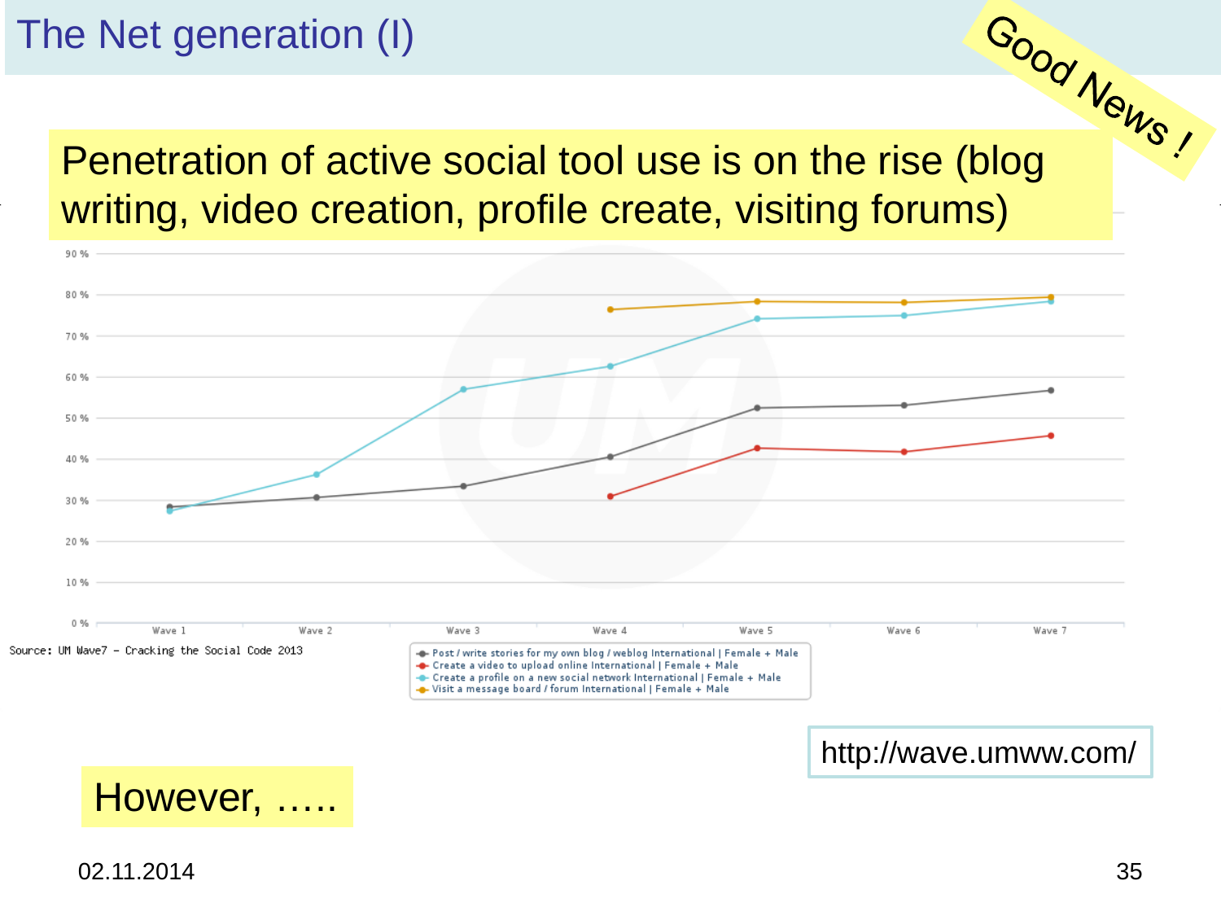# The Net generation (I)

Good News !

Penetration of active social tool use is on the rise (blog writing, video creation, profile create, visiting forums)

Source: UM Wave7 – Cracking the Social Code 2013

- Post / write stories for my own blog / weblog International | Female + Male
- Create a video to upload online International | Female + Male
- Create a profile on a new social network International | Female + Male
- Visit a message board / forum International | Female + Male

http://wave.umww.com/

However, …..

02.11.2014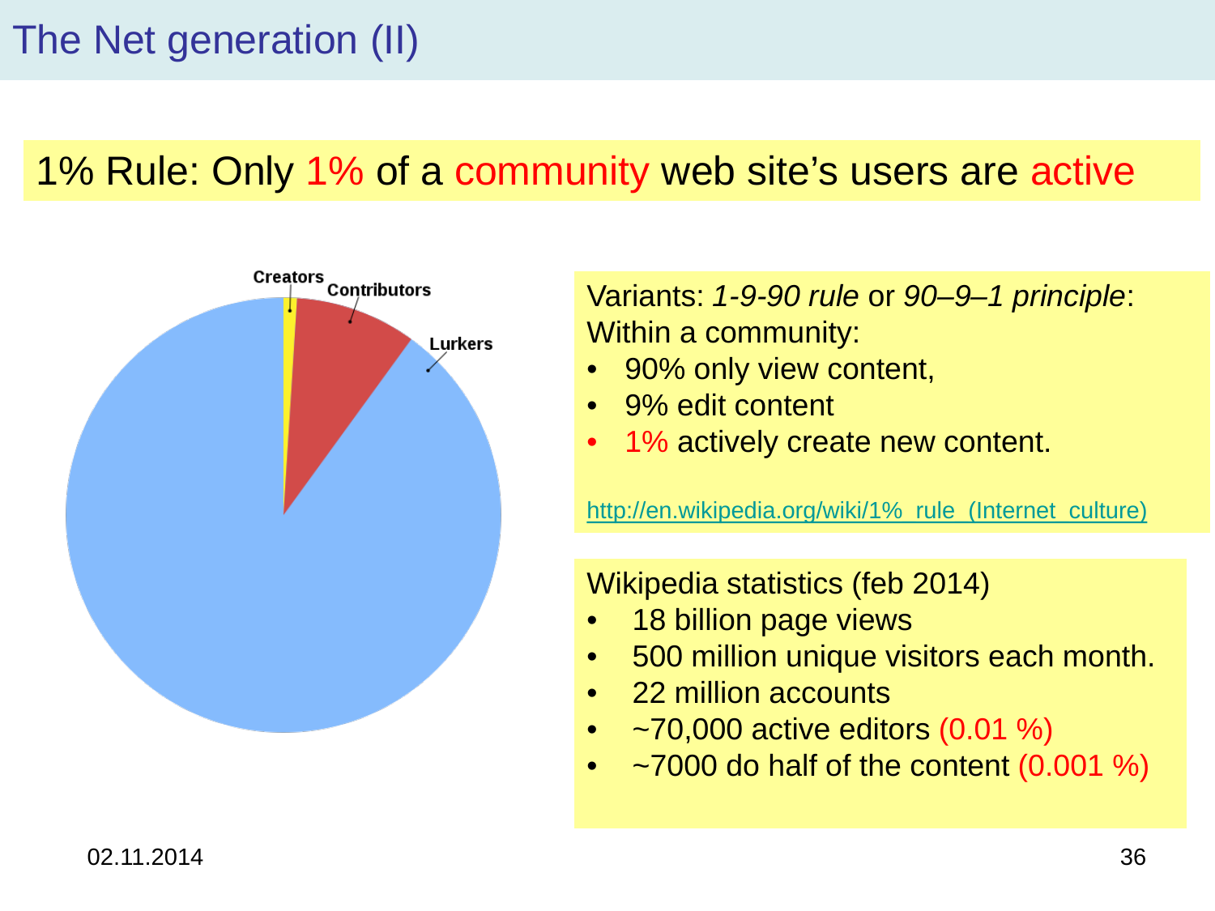# The Net generation (II)

1% Rule: Only 1% of a community web site's users are active

Creators
Contributors
Lurkers

Variants: *1-9-90 rule* or *90–9–1 principle*:
Within a community:

- 90% only view content,
- 9% edit content
- 1% actively create new content.

http://en.wikipedia.org/wiki/1%_rule_(Internet_culture)

Wikipedia statistics (feb 2014)

- 18 billion page views
- 500 million unique visitors each month.
- 22 million accounts
- ~70,000 active editors (0.01 %)
- ~7000 do half of the content (0.001 %)

02.11.2014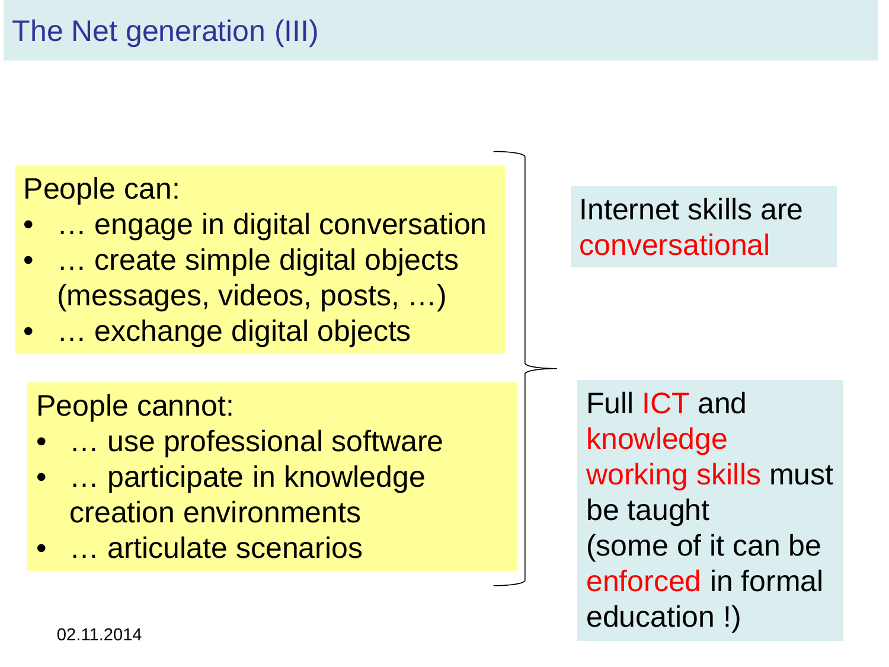# The Net generation (III)

People can:

- … engage in digital conversation
- … create simple digital objects (messages, videos, posts, …)
- … exchange digital objects

People cannot:

- … use professional software
- … participate in knowledge creation environments
- … articulate scenarios

Internet skills are conversational

Full ICT and knowledge working skills must be taught (some of it can be enforced in formal education !)

02.11.2014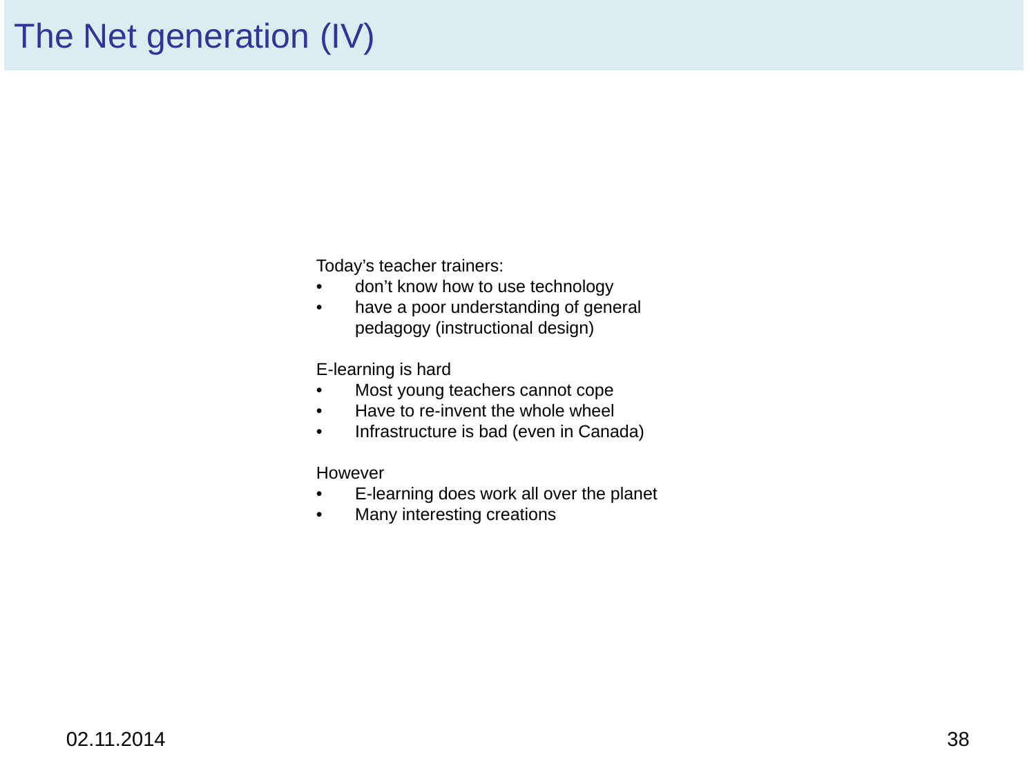# The Net generation (IV)

Today's teacher trainers:

- don't know how to use technology
- have a poor understanding of general pedagogy (instructional design)

E-learning is hard

- Most young teachers cannot cope
- Have to re-invent the whole wheel
- Infrastructure is bad (even in Canada)

However

- E-learning does work all over the planet
- Many interesting creations

02.11.2014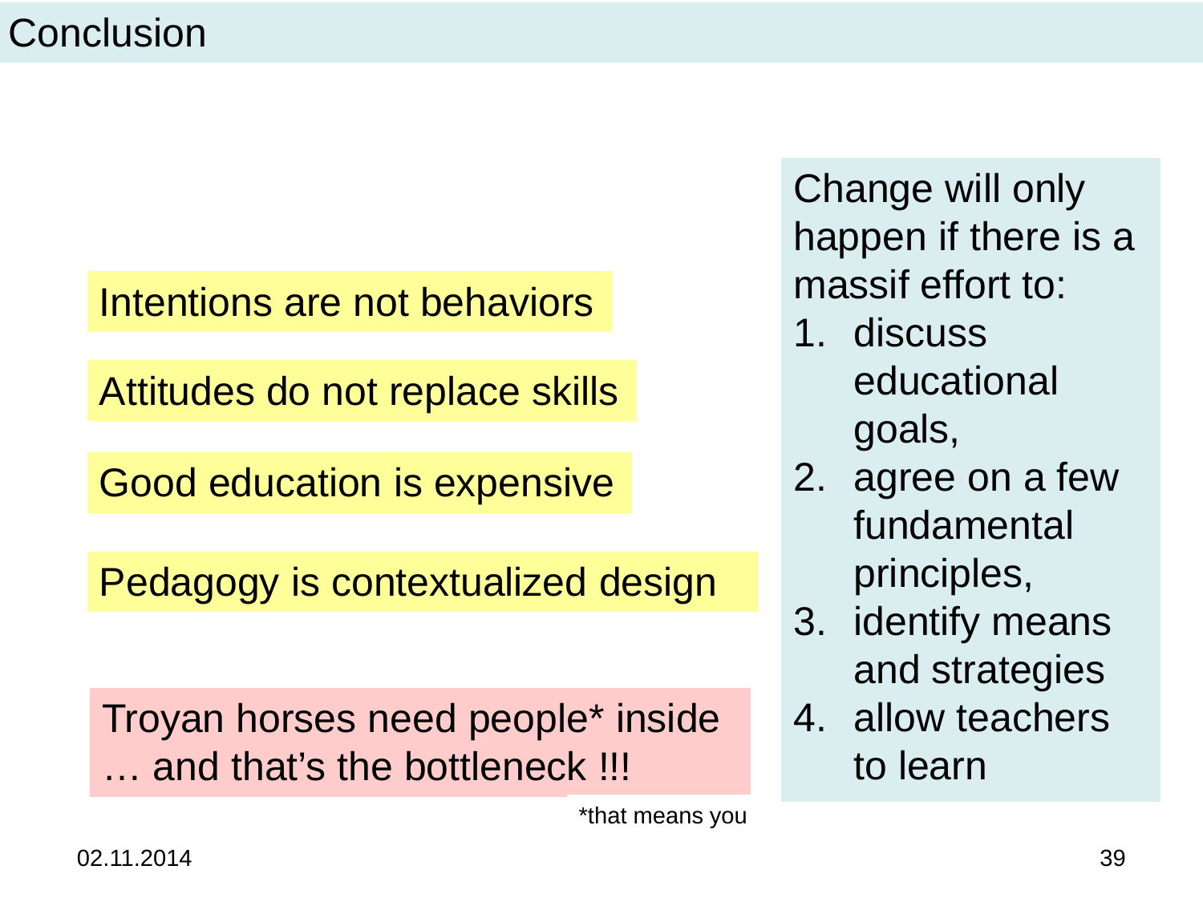# Conclusion

Intentions are not behaviors

Attitudes do not replace skills

Good education is expensive

Pedagogy is contextualized design

Troyan horses need people* inside
… and that's the bottleneck !!!

*that means you

Change will only happen if there is a massif effort to:

1. discuss educational goals,
2. agree on a few fundamental principles,
3. identify means and strategies
4. allow teachers to learn

02.11.2014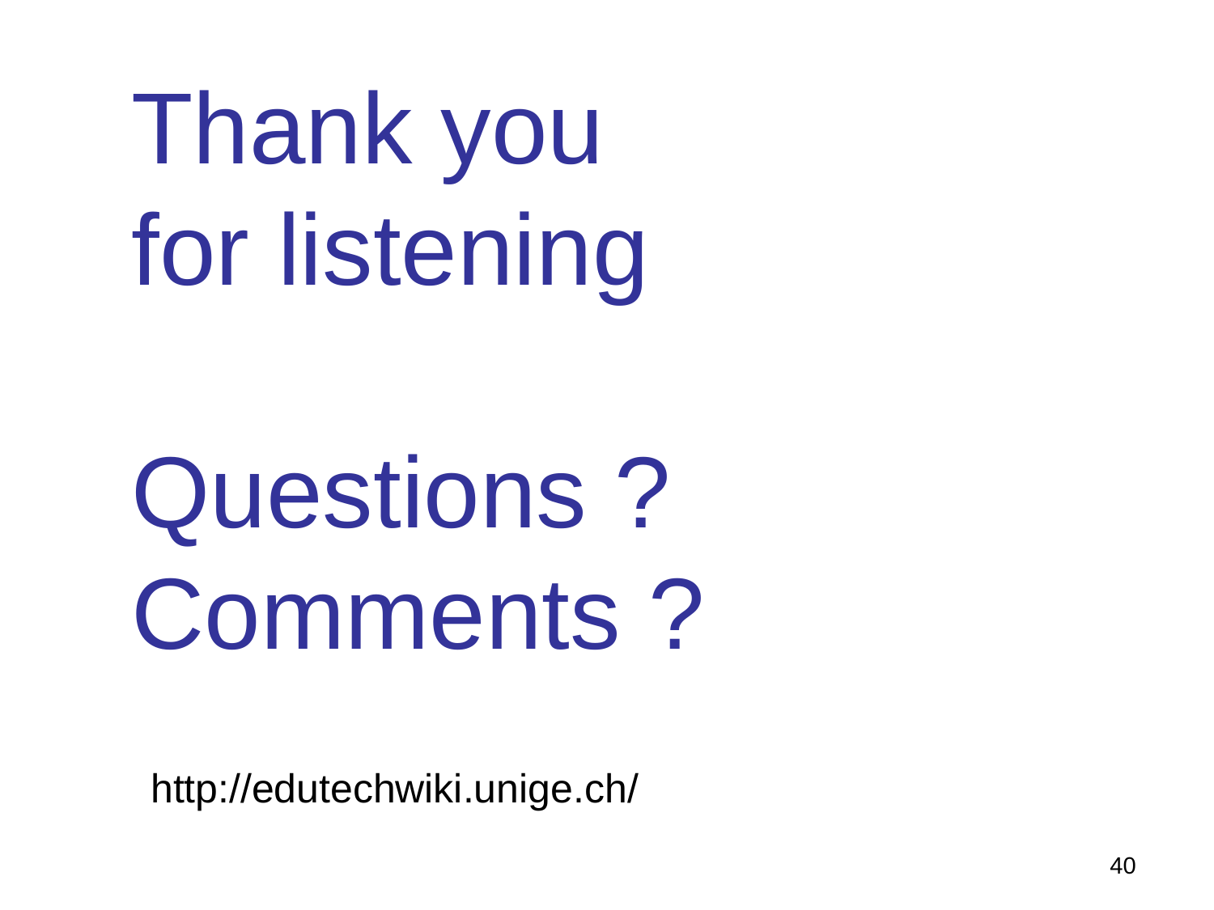# Thank you for listening

# Questions ? Comments ?

http://edutechwiki.unige.ch/